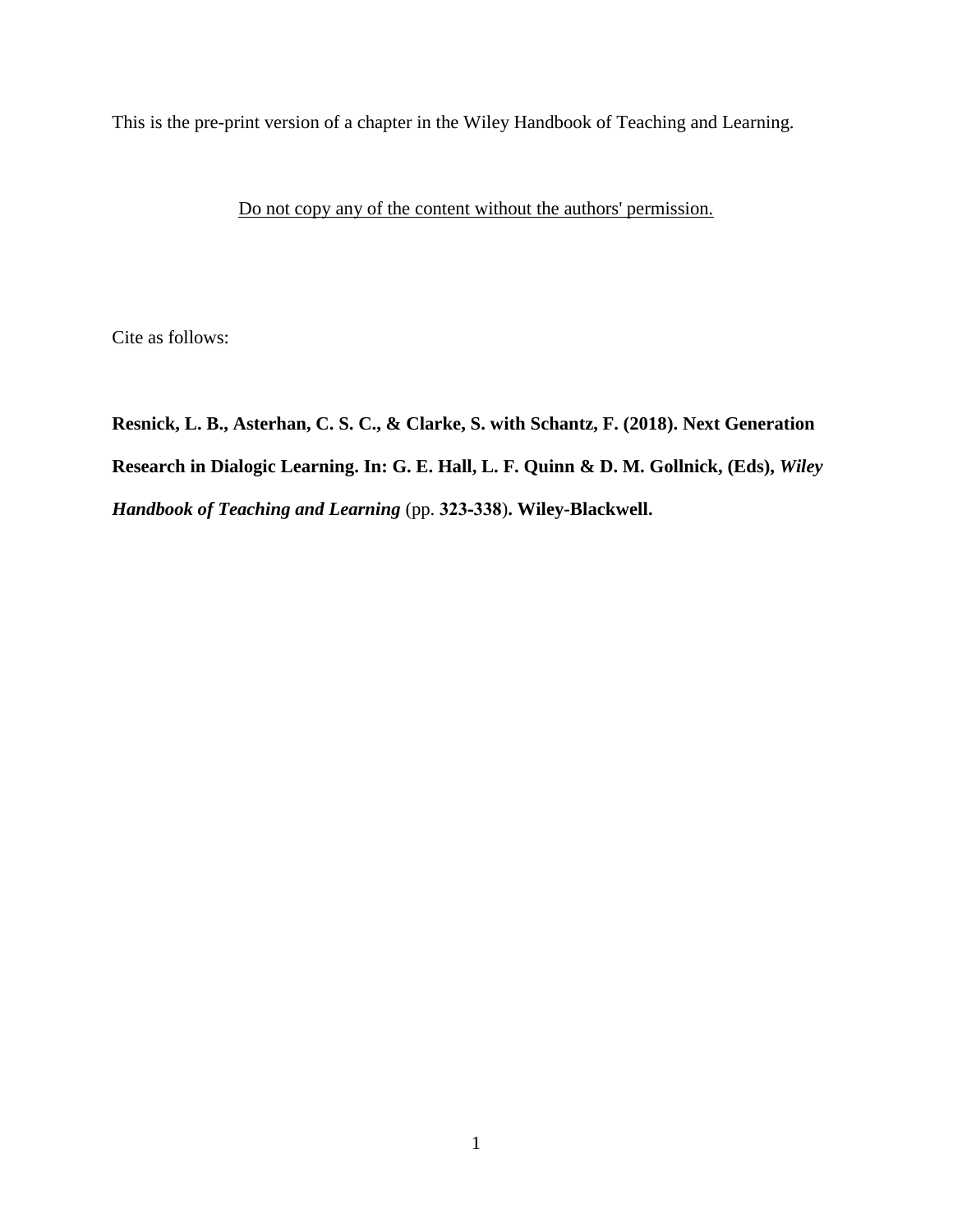This is the pre-print version of a chapter in the Wiley Handbook of Teaching and Learning.

<u>Do not copy any of the content without the authors' permission.</u>

Cite as follows:

**Resnick, L. B., Asterhan, C. S. C., & Clarke, S. with Schantz, F. (2018). Next Generation Research in Dialogic Learning. In: G. E. Hall, L. F. Quinn & D. M. Gollnick, (Eds),** ***Wiley Handbook of Teaching and Learning*** (pp. **323-338**)**. Wiley-Blackwell.**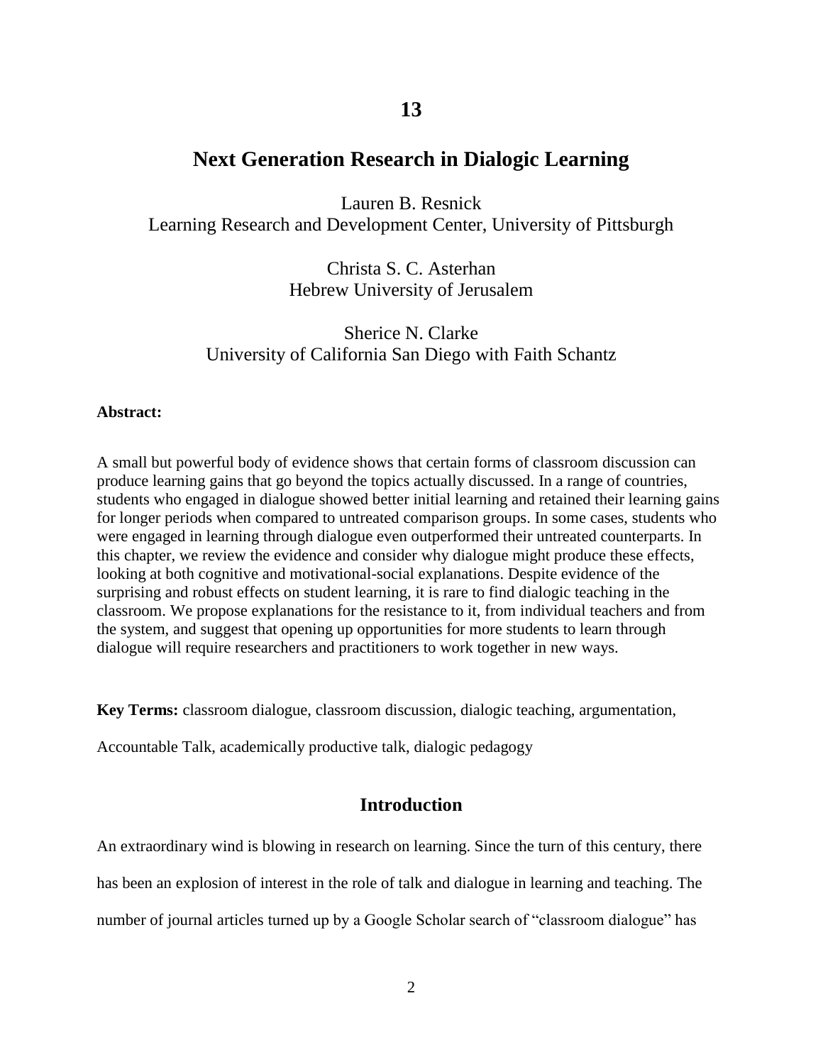# 13

# Next Generation Research in Dialogic Learning

Lauren B. Resnick
Learning Research and Development Center, University of Pittsburgh

Christa S. C. Asterhan
Hebrew University of Jerusalem

Sherice N. Clarke
University of California San Diego with Faith Schantz

**Abstract:**

A small but powerful body of evidence shows that certain forms of classroom discussion can produce learning gains that go beyond the topics actually discussed. In a range of countries, students who engaged in dialogue showed better initial learning and retained their learning gains for longer periods when compared to untreated comparison groups. In some cases, students who were engaged in learning through dialogue even outperformed their untreated counterparts. In this chapter, we review the evidence and consider why dialogue might produce these effects, looking at both cognitive and motivational-social explanations. Despite evidence of the surprising and robust effects on student learning, it is rare to find dialogic teaching in the classroom. We propose explanations for the resistance to it, from individual teachers and from the system, and suggest that opening up opportunities for more students to learn through dialogue will require researchers and practitioners to work together in new ways.

**Key Terms:** classroom dialogue, classroom discussion, dialogic teaching, argumentation, Accountable Talk, academically productive talk, dialogic pedagogy

## Introduction

An extraordinary wind is blowing in research on learning. Since the turn of this century, there has been an explosion of interest in the role of talk and dialogue in learning and teaching. The number of journal articles turned up by a Google Scholar search of "classroom dialogue" has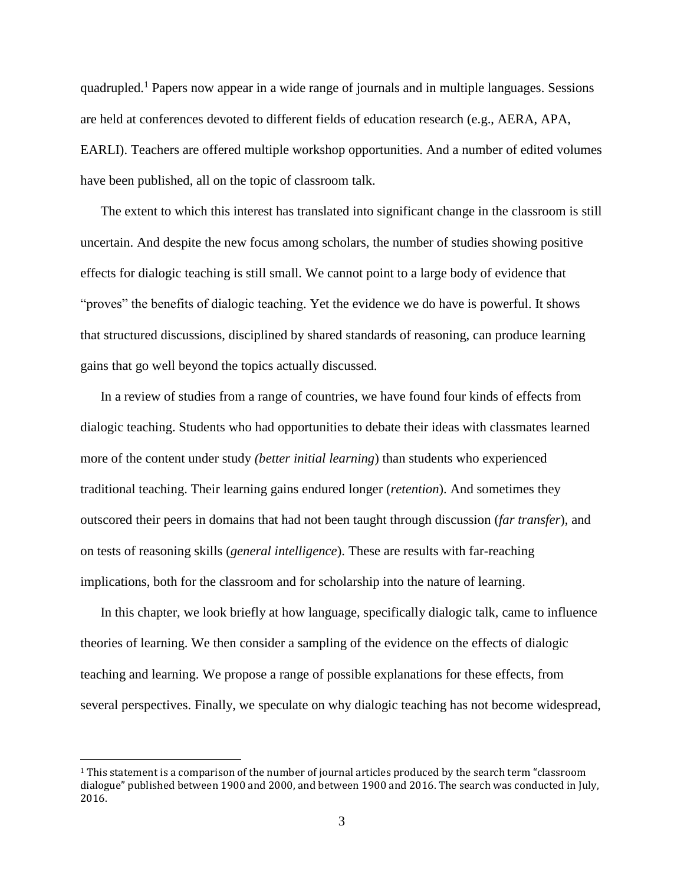quadrupled.[1] Papers now appear in a wide range of journals and in multiple languages. Sessions are held at conferences devoted to different fields of education research (e.g., AERA, APA, EARLI). Teachers are offered multiple workshop opportunities. And a number of edited volumes have been published, all on the topic of classroom talk.

The extent to which this interest has translated into significant change in the classroom is still uncertain. And despite the new focus among scholars, the number of studies showing positive effects for dialogic teaching is still small. We cannot point to a large body of evidence that "proves" the benefits of dialogic teaching. Yet the evidence we do have is powerful. It shows that structured discussions, disciplined by shared standards of reasoning, can produce learning gains that go well beyond the topics actually discussed.

In a review of studies from a range of countries, we have found four kinds of effects from dialogic teaching. Students who had opportunities to debate their ideas with classmates learned more of the content under study *(better initial learning*) than students who experienced traditional teaching. Their learning gains endured longer (*retention*). And sometimes they outscored their peers in domains that had not been taught through discussion (*far transfer*), and on tests of reasoning skills (*general intelligence*). These are results with far-reaching implications, both for the classroom and for scholarship into the nature of learning.

In this chapter, we look briefly at how language, specifically dialogic talk, came to influence theories of learning. We then consider a sampling of the evidence on the effects of dialogic teaching and learning. We propose a range of possible explanations for these effects, from several perspectives. Finally, we speculate on why dialogic teaching has not become widespread,

[1] This statement is a comparison of the number of journal articles produced by the search term "classroom dialogue" published between 1900 and 2000, and between 1900 and 2016. The search was conducted in July, 2016.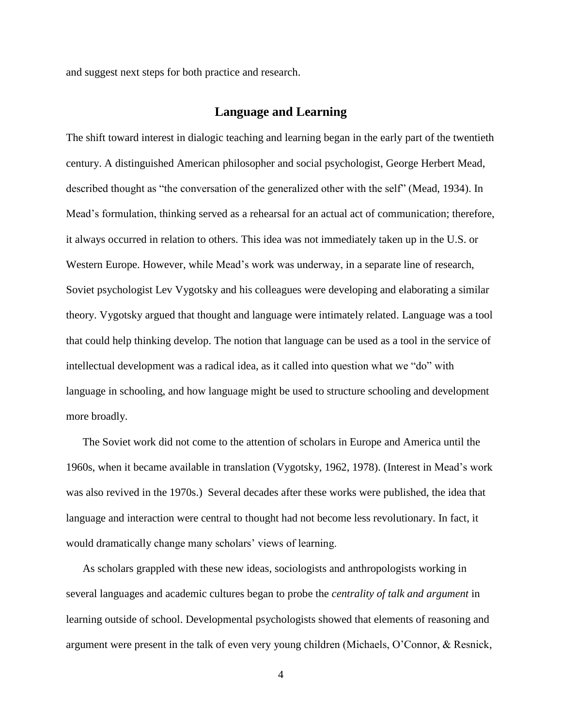and suggest next steps for both practice and research.

## Language and Learning

The shift toward interest in dialogic teaching and learning began in the early part of the twentieth century. A distinguished American philosopher and social psychologist, George Herbert Mead, described thought as "the conversation of the generalized other with the self" (Mead, 1934). In Mead's formulation, thinking served as a rehearsal for an actual act of communication; therefore, it always occurred in relation to others. This idea was not immediately taken up in the U.S. or Western Europe. However, while Mead's work was underway, in a separate line of research, Soviet psychologist Lev Vygotsky and his colleagues were developing and elaborating a similar theory. Vygotsky argued that thought and language were intimately related. Language was a tool that could help thinking develop. The notion that language can be used as a tool in the service of intellectual development was a radical idea, as it called into question what we "do" with language in schooling, and how language might be used to structure schooling and development more broadly.

The Soviet work did not come to the attention of scholars in Europe and America until the 1960s, when it became available in translation (Vygotsky, 1962, 1978). (Interest in Mead's work was also revived in the 1970s.) Several decades after these works were published, the idea that language and interaction were central to thought had not become less revolutionary. In fact, it would dramatically change many scholars' views of learning.

As scholars grappled with these new ideas, sociologists and anthropologists working in several languages and academic cultures began to probe the *centrality of talk and argument* in learning outside of school. Developmental psychologists showed that elements of reasoning and argument were present in the talk of even very young children (Michaels, O'Connor, & Resnick,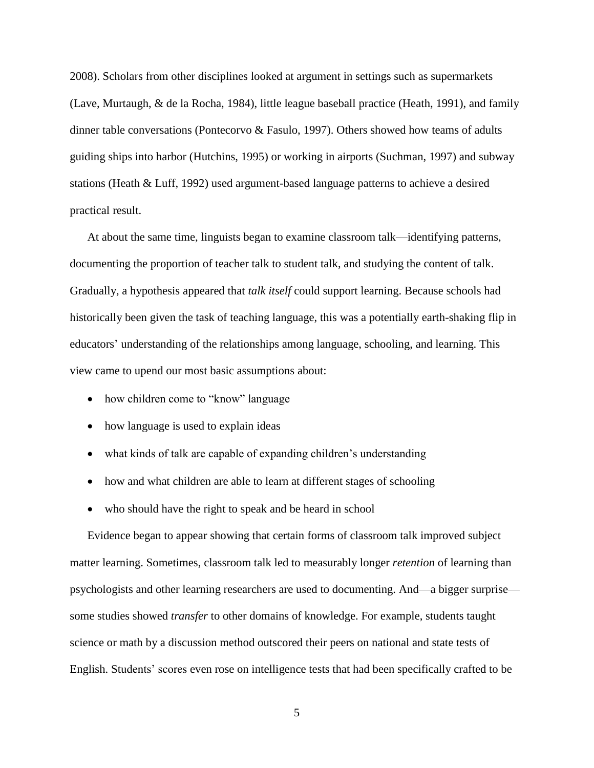2008). Scholars from other disciplines looked at argument in settings such as supermarkets (Lave, Murtaugh, & de la Rocha, 1984), little league baseball practice (Heath, 1991), and family dinner table conversations (Pontecorvo & Fasulo, 1997). Others showed how teams of adults guiding ships into harbor (Hutchins, 1995) or working in airports (Suchman, 1997) and subway stations (Heath & Luff, 1992) used argument-based language patterns to achieve a desired practical result.

At about the same time, linguists began to examine classroom talk—identifying patterns, documenting the proportion of teacher talk to student talk, and studying the content of talk. Gradually, a hypothesis appeared that *talk itself* could support learning. Because schools had historically been given the task of teaching language, this was a potentially earth-shaking flip in educators' understanding of the relationships among language, schooling, and learning. This view came to upend our most basic assumptions about:

- how children come to "know" language
- how language is used to explain ideas
- what kinds of talk are capable of expanding children's understanding
- how and what children are able to learn at different stages of schooling
- who should have the right to speak and be heard in school

Evidence began to appear showing that certain forms of classroom talk improved subject matter learning. Sometimes, classroom talk led to measurably longer *retention* of learning than psychologists and other learning researchers are used to documenting. And—a bigger surprise—some studies showed *transfer* to other domains of knowledge. For example, students taught science or math by a discussion method outscored their peers on national and state tests of English. Students' scores even rose on intelligence tests that had been specifically crafted to be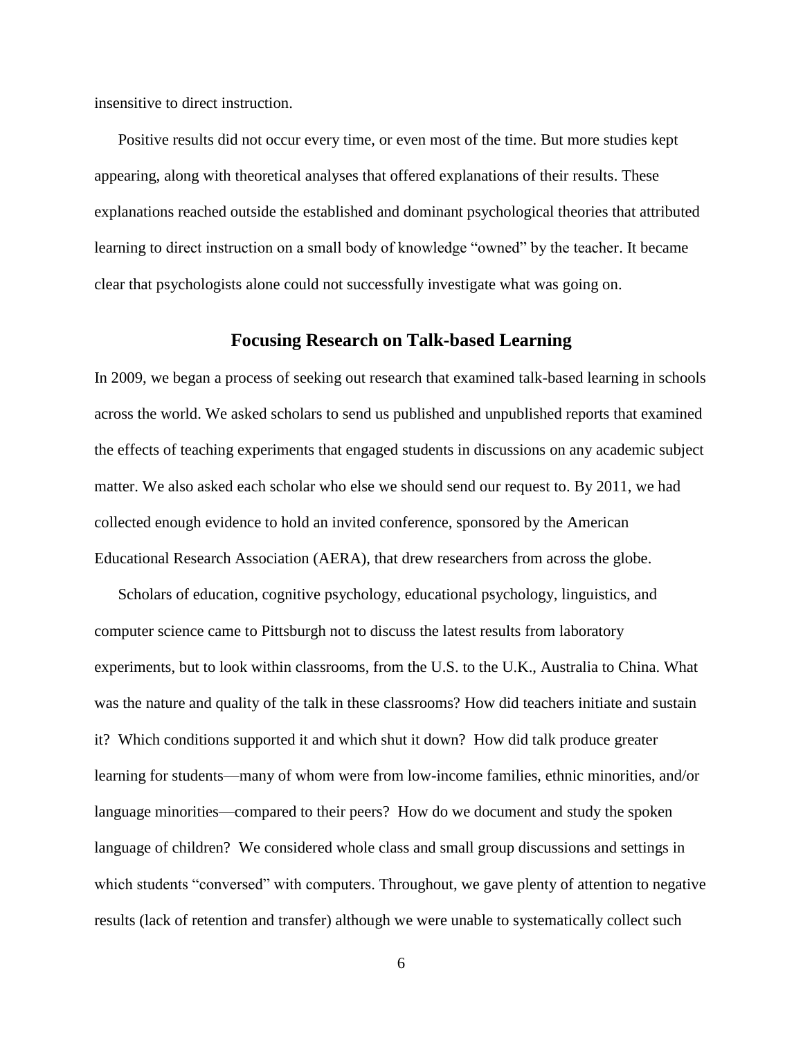insensitive to direct instruction.

Positive results did not occur every time, or even most of the time. But more studies kept appearing, along with theoretical analyses that offered explanations of their results. These explanations reached outside the established and dominant psychological theories that attributed learning to direct instruction on a small body of knowledge "owned" by the teacher. It became clear that psychologists alone could not successfully investigate what was going on.

## Focusing Research on Talk-based Learning

In 2009, we began a process of seeking out research that examined talk-based learning in schools across the world. We asked scholars to send us published and unpublished reports that examined the effects of teaching experiments that engaged students in discussions on any academic subject matter. We also asked each scholar who else we should send our request to. By 2011, we had collected enough evidence to hold an invited conference, sponsored by the American Educational Research Association (AERA), that drew researchers from across the globe.

Scholars of education, cognitive psychology, educational psychology, linguistics, and computer science came to Pittsburgh not to discuss the latest results from laboratory experiments, but to look within classrooms, from the U.S. to the U.K., Australia to China. What was the nature and quality of the talk in these classrooms? How did teachers initiate and sustain it? Which conditions supported it and which shut it down? How did talk produce greater learning for students—many of whom were from low-income families, ethnic minorities, and/or language minorities—compared to their peers? How do we document and study the spoken language of children? We considered whole class and small group discussions and settings in which students "conversed" with computers. Throughout, we gave plenty of attention to negative results (lack of retention and transfer) although we were unable to systematically collect such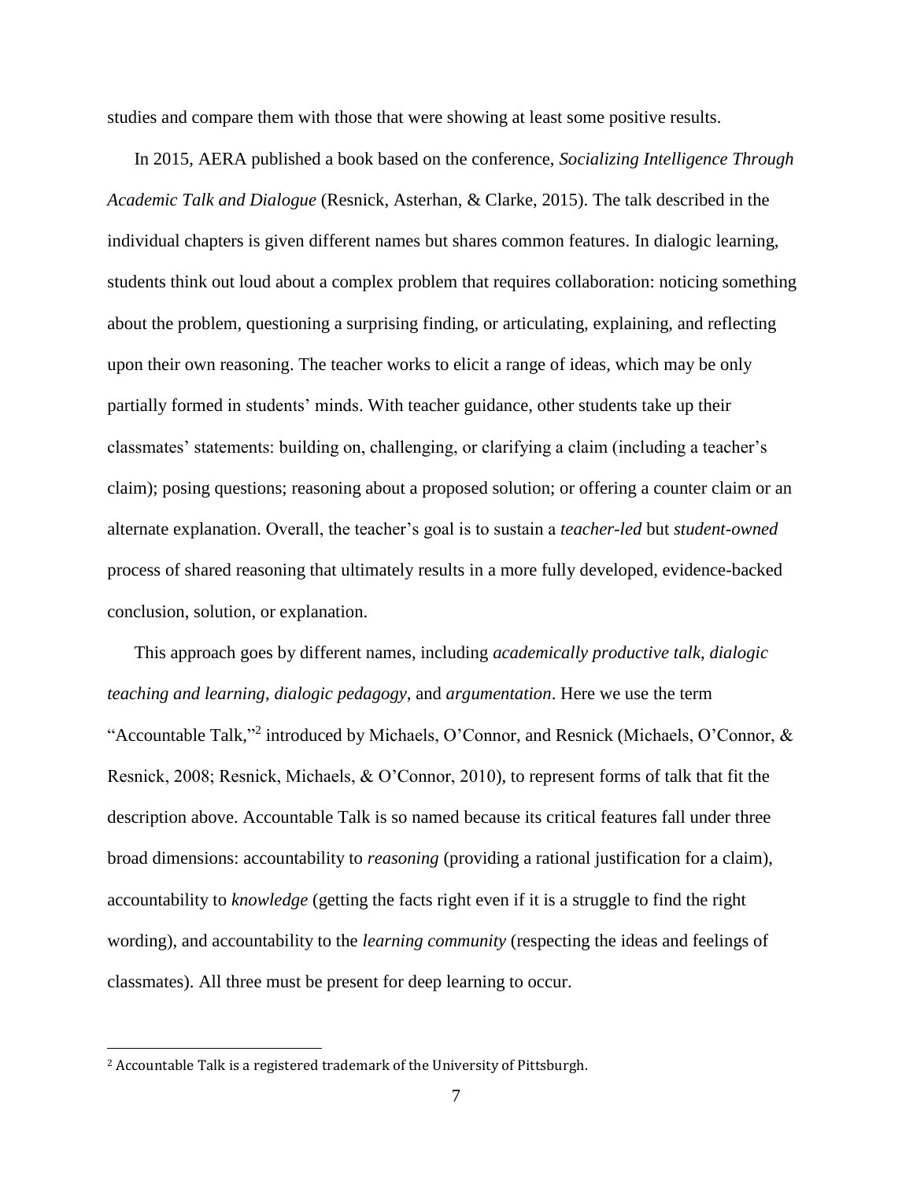studies and compare them with those that were showing at least some positive results.

In 2015, AERA published a book based on the conference, *Socializing Intelligence Through Academic Talk and Dialogue* (Resnick, Asterhan, & Clarke, 2015). The talk described in the individual chapters is given different names but shares common features. In dialogic learning, students think out loud about a complex problem that requires collaboration: noticing something about the problem, questioning a surprising finding, or articulating, explaining, and reflecting upon their own reasoning. The teacher works to elicit a range of ideas, which may be only partially formed in students' minds. With teacher guidance, other students take up their classmates' statements: building on, challenging, or clarifying a claim (including a teacher's claim); posing questions; reasoning about a proposed solution; or offering a counter claim or an alternate explanation. Overall, the teacher's goal is to sustain a *teacher-led* but *student-owned* process of shared reasoning that ultimately results in a more fully developed, evidence-backed conclusion, solution, or explanation.

This approach goes by different names, including *academically productive talk*, *dialogic teaching and learning*, *dialogic pedagogy*, and *argumentation*. Here we use the term "Accountable Talk,"[2] introduced by Michaels, O'Connor, and Resnick (Michaels, O'Connor, & Resnick, 2008; Resnick, Michaels, & O'Connor, 2010), to represent forms of talk that fit the description above. Accountable Talk is so named because its critical features fall under three broad dimensions: accountability to *reasoning* (providing a rational justification for a claim), accountability to *knowledge* (getting the facts right even if it is a struggle to find the right wording), and accountability to the *learning community* (respecting the ideas and feelings of classmates). All three must be present for deep learning to occur.

---

[2] Accountable Talk is a registered trademark of the University of Pittsburgh.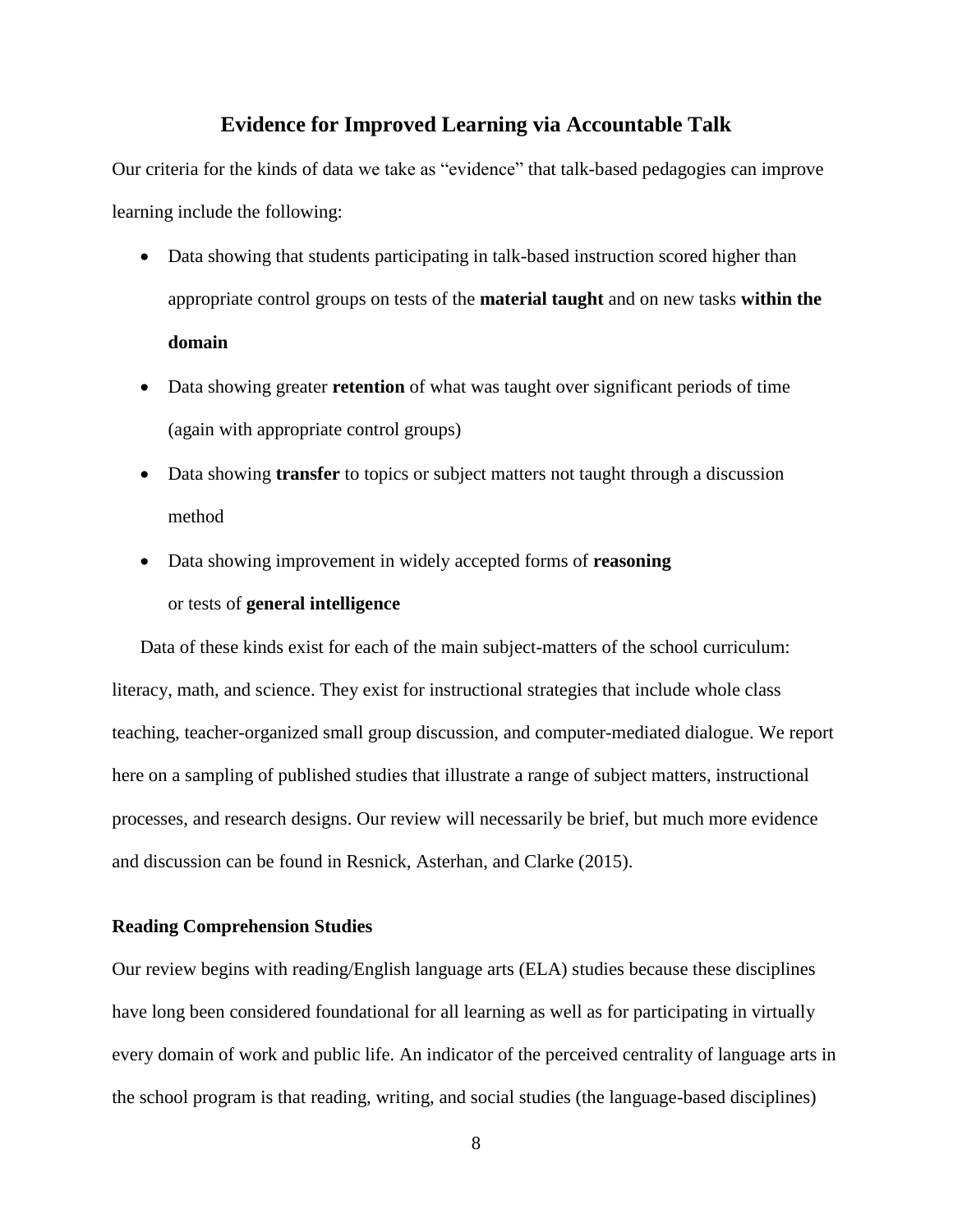## Evidence for Improved Learning via Accountable Talk

Our criteria for the kinds of data we take as "evidence" that talk-based pedagogies can improve learning include the following:

- Data showing that students participating in talk-based instruction scored higher than appropriate control groups on tests of the **material taught** and on new tasks **within the domain**
- Data showing greater **retention** of what was taught over significant periods of time (again with appropriate control groups)
- Data showing **transfer** to topics or subject matters not taught through a discussion method
- Data showing improvement in widely accepted forms of **reasoning** or tests of **general intelligence**

Data of these kinds exist for each of the main subject-matters of the school curriculum: literacy, math, and science. They exist for instructional strategies that include whole class teaching, teacher-organized small group discussion, and computer-mediated dialogue. We report here on a sampling of published studies that illustrate a range of subject matters, instructional processes, and research designs. Our review will necessarily be brief, but much more evidence and discussion can be found in Resnick, Asterhan, and Clarke (2015).

### Reading Comprehension Studies

Our review begins with reading/English language arts (ELA) studies because these disciplines have long been considered foundational for all learning as well as for participating in virtually every domain of work and public life. An indicator of the perceived centrality of language arts in the school program is that reading, writing, and social studies (the language-based disciplines)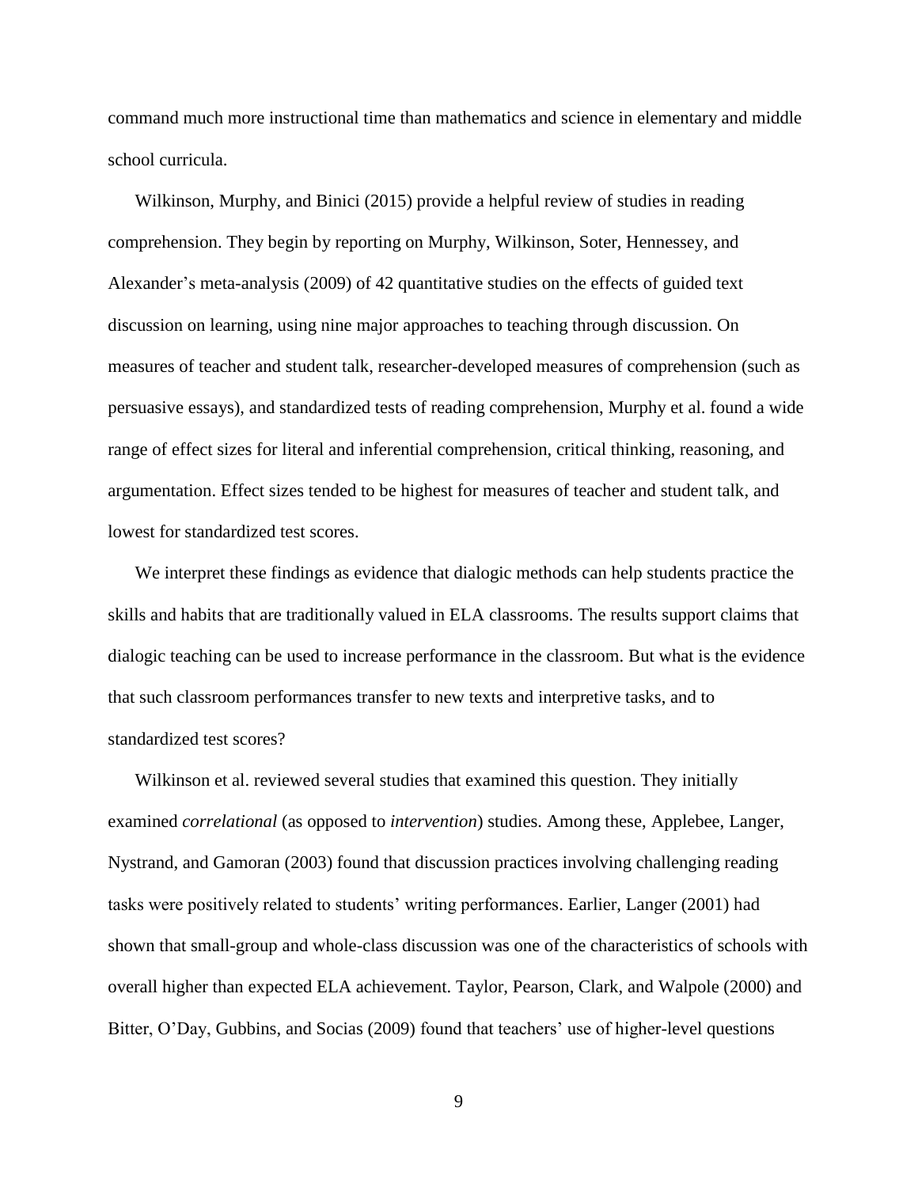command much more instructional time than mathematics and science in elementary and middle school curricula.

Wilkinson, Murphy, and Binici (2015) provide a helpful review of studies in reading comprehension. They begin by reporting on Murphy, Wilkinson, Soter, Hennessey, and Alexander's meta-analysis (2009) of 42 quantitative studies on the effects of guided text discussion on learning, using nine major approaches to teaching through discussion. On measures of teacher and student talk, researcher-developed measures of comprehension (such as persuasive essays), and standardized tests of reading comprehension, Murphy et al. found a wide range of effect sizes for literal and inferential comprehension, critical thinking, reasoning, and argumentation. Effect sizes tended to be highest for measures of teacher and student talk, and lowest for standardized test scores.

We interpret these findings as evidence that dialogic methods can help students practice the skills and habits that are traditionally valued in ELA classrooms. The results support claims that dialogic teaching can be used to increase performance in the classroom. But what is the evidence that such classroom performances transfer to new texts and interpretive tasks, and to standardized test scores?

Wilkinson et al. reviewed several studies that examined this question. They initially examined *correlational* (as opposed to *intervention*) studies. Among these, Applebee, Langer, Nystrand, and Gamoran (2003) found that discussion practices involving challenging reading tasks were positively related to students' writing performances. Earlier, Langer (2001) had shown that small-group and whole-class discussion was one of the characteristics of schools with overall higher than expected ELA achievement. Taylor, Pearson, Clark, and Walpole (2000) and Bitter, O'Day, Gubbins, and Socias (2009) found that teachers' use of higher-level questions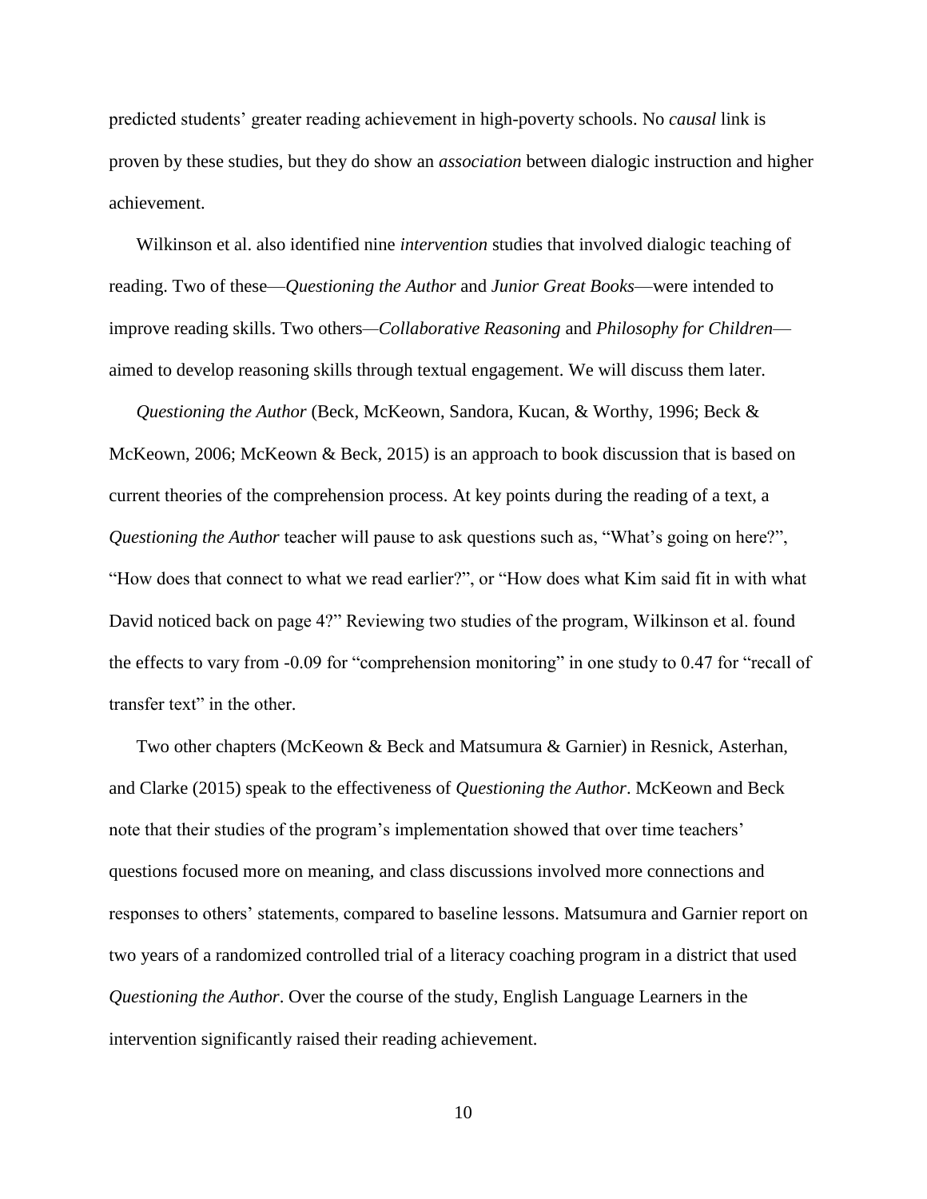predicted students' greater reading achievement in high-poverty schools. No *causal* link is proven by these studies, but they do show an *association* between dialogic instruction and higher achievement.

Wilkinson et al. also identified nine *intervention* studies that involved dialogic teaching of reading. Two of these—*Questioning the Author* and *Junior Great Books*—were intended to improve reading skills. Two others—*Collaborative Reasoning* and *Philosophy for Children*—aimed to develop reasoning skills through textual engagement. We will discuss them later.

*Questioning the Author* (Beck, McKeown, Sandora, Kucan, & Worthy, 1996; Beck & McKeown, 2006; McKeown & Beck, 2015) is an approach to book discussion that is based on current theories of the comprehension process. At key points during the reading of a text, a *Questioning the Author* teacher will pause to ask questions such as, "What's going on here?", "How does that connect to what we read earlier?", or "How does what Kim said fit in with what David noticed back on page 4?" Reviewing two studies of the program, Wilkinson et al. found the effects to vary from -0.09 for "comprehension monitoring" in one study to 0.47 for "recall of transfer text" in the other.

Two other chapters (McKeown & Beck and Matsumura & Garnier) in Resnick, Asterhan, and Clarke (2015) speak to the effectiveness of *Questioning the Author*. McKeown and Beck note that their studies of the program's implementation showed that over time teachers' questions focused more on meaning, and class discussions involved more connections and responses to others' statements, compared to baseline lessons. Matsumura and Garnier report on two years of a randomized controlled trial of a literacy coaching program in a district that used *Questioning the Author*. Over the course of the study, English Language Learners in the intervention significantly raised their reading achievement.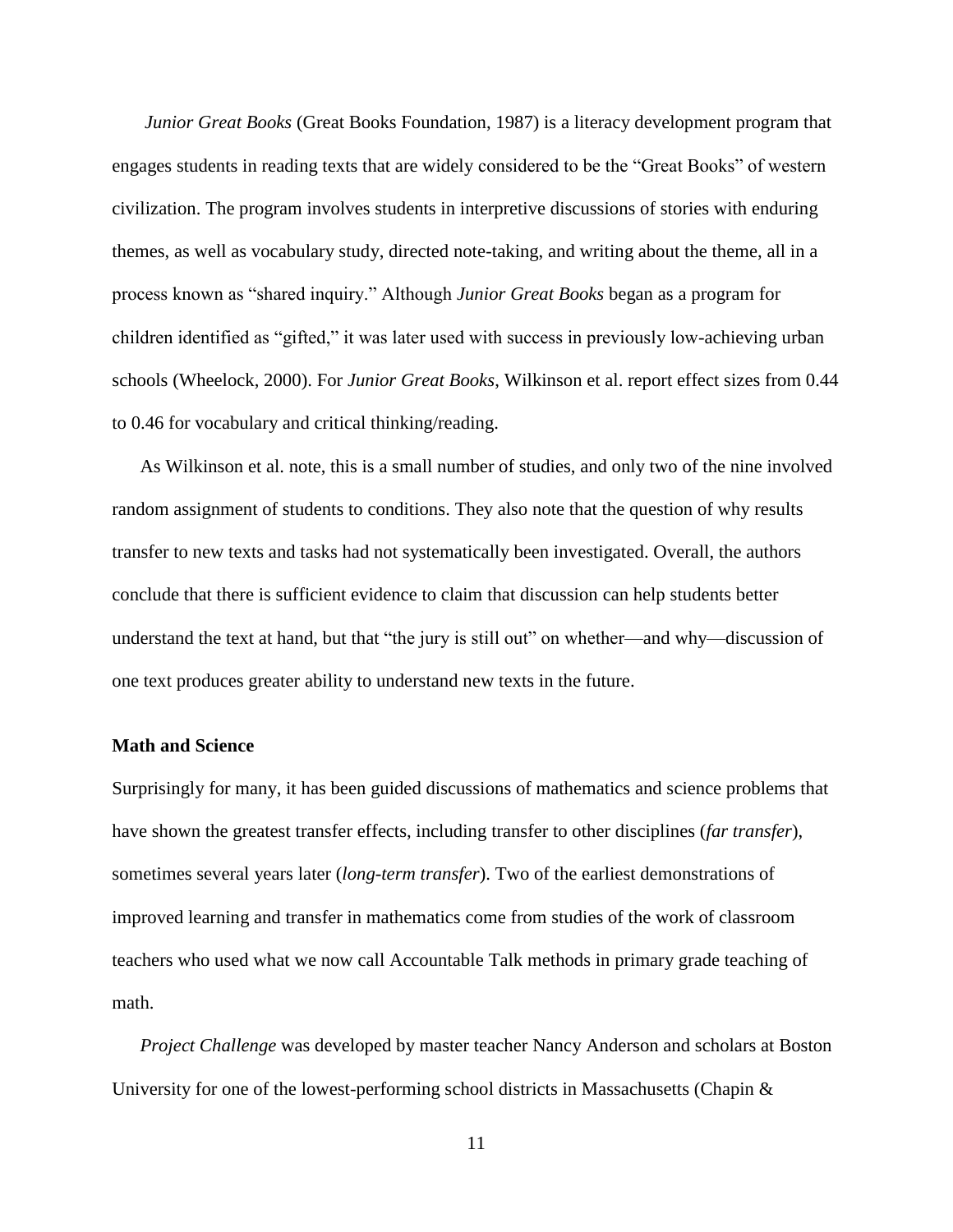*Junior Great Books* (Great Books Foundation, 1987) is a literacy development program that engages students in reading texts that are widely considered to be the "Great Books" of western civilization. The program involves students in interpretive discussions of stories with enduring themes, as well as vocabulary study, directed note-taking, and writing about the theme, all in a process known as "shared inquiry." Although *Junior Great Books* began as a program for children identified as "gifted," it was later used with success in previously low-achieving urban schools (Wheelock, 2000). For *Junior Great Books*, Wilkinson et al. report effect sizes from 0.44 to 0.46 for vocabulary and critical thinking/reading.

As Wilkinson et al. note, this is a small number of studies, and only two of the nine involved random assignment of students to conditions. They also note that the question of why results transfer to new texts and tasks had not systematically been investigated. Overall, the authors conclude that there is sufficient evidence to claim that discussion can help students better understand the text at hand, but that "the jury is still out" on whether—and why—discussion of one text produces greater ability to understand new texts in the future.

**Math and Science**

Surprisingly for many, it has been guided discussions of mathematics and science problems that have shown the greatest transfer effects, including transfer to other disciplines (*far transfer*), sometimes several years later (*long-term transfer*). Two of the earliest demonstrations of improved learning and transfer in mathematics come from studies of the work of classroom teachers who used what we now call Accountable Talk methods in primary grade teaching of math.

*Project Challenge* was developed by master teacher Nancy Anderson and scholars at Boston University for one of the lowest-performing school districts in Massachusetts (Chapin &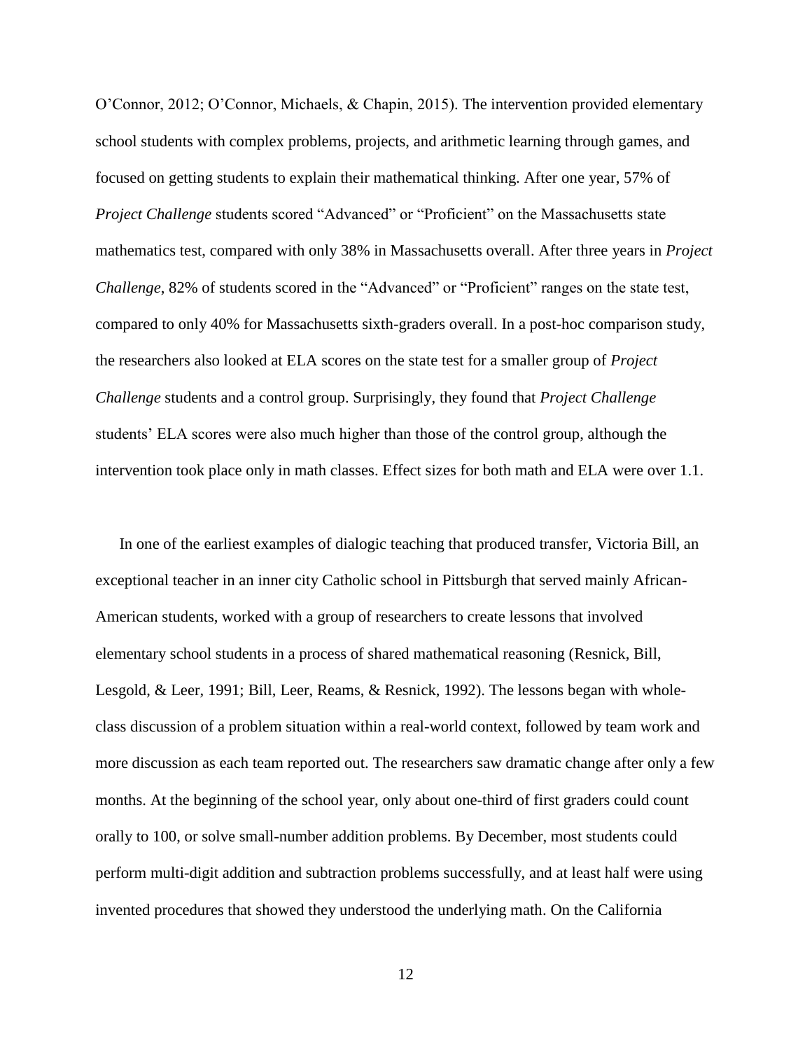O'Connor, 2012; O'Connor, Michaels, & Chapin, 2015). The intervention provided elementary school students with complex problems, projects, and arithmetic learning through games, and focused on getting students to explain their mathematical thinking. After one year, 57% of *Project Challenge* students scored "Advanced" or "Proficient" on the Massachusetts state mathematics test, compared with only 38% in Massachusetts overall. After three years in *Project Challenge*, 82% of students scored in the "Advanced" or "Proficient" ranges on the state test, compared to only 40% for Massachusetts sixth-graders overall. In a post-hoc comparison study, the researchers also looked at ELA scores on the state test for a smaller group of *Project Challenge* students and a control group. Surprisingly, they found that *Project Challenge* students' ELA scores were also much higher than those of the control group, although the intervention took place only in math classes. Effect sizes for both math and ELA were over 1.1.

In one of the earliest examples of dialogic teaching that produced transfer, Victoria Bill, an exceptional teacher in an inner city Catholic school in Pittsburgh that served mainly African-American students, worked with a group of researchers to create lessons that involved elementary school students in a process of shared mathematical reasoning (Resnick, Bill, Lesgold, & Leer, 1991; Bill, Leer, Reams, & Resnick, 1992). The lessons began with whole-class discussion of a problem situation within a real-world context, followed by team work and more discussion as each team reported out. The researchers saw dramatic change after only a few months. At the beginning of the school year, only about one-third of first graders could count orally to 100, or solve small-number addition problems. By December, most students could perform multi-digit addition and subtraction problems successfully, and at least half were using invented procedures that showed they understood the underlying math. On the California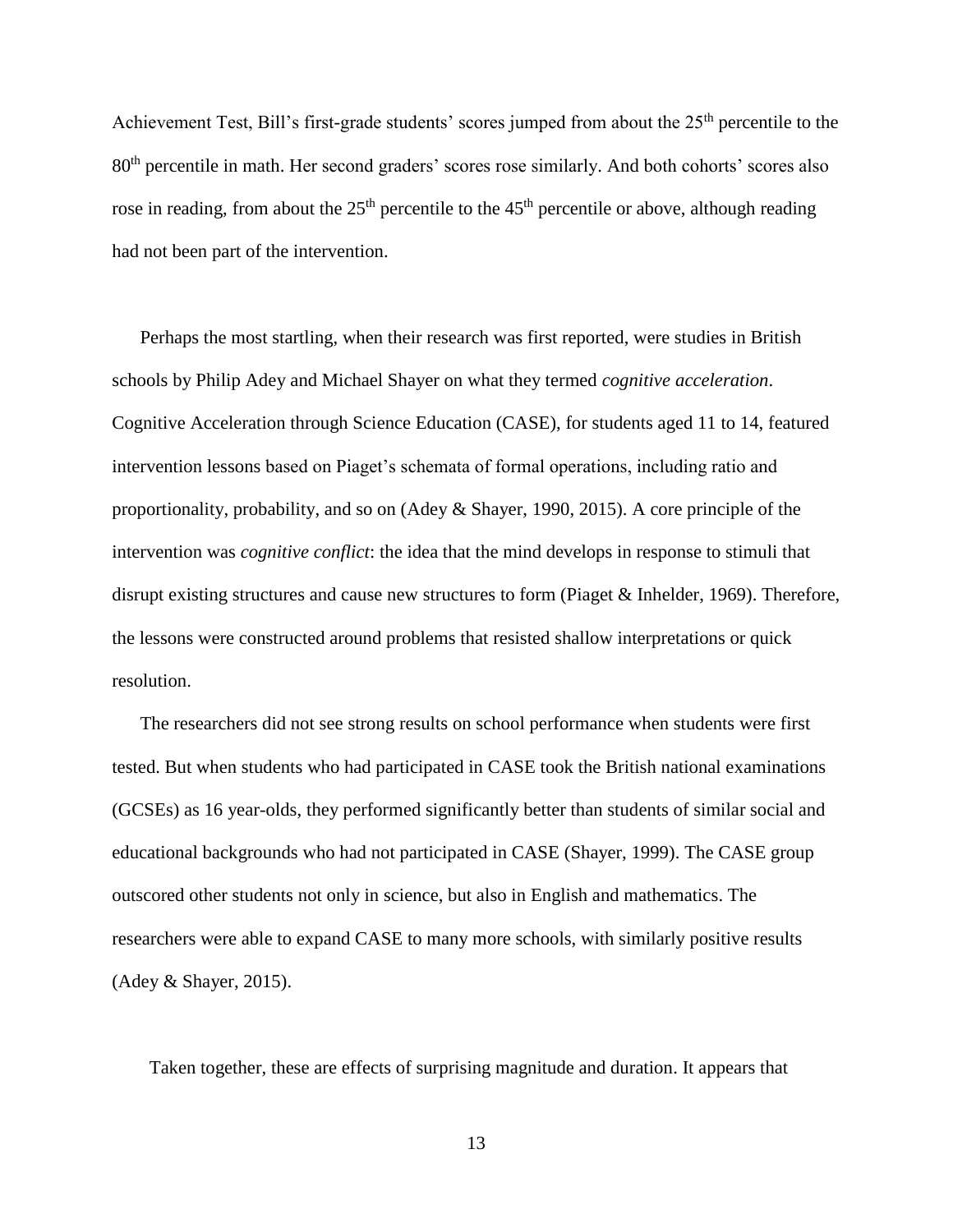Achievement Test, Bill's first-grade students' scores jumped from about the 25th percentile to the 80th percentile in math. Her second graders' scores rose similarly. And both cohorts' scores also rose in reading, from about the 25th percentile to the 45th percentile or above, although reading had not been part of the intervention.

Perhaps the most startling, when their research was first reported, were studies in British schools by Philip Adey and Michael Shayer on what they termed *cognitive acceleration*. Cognitive Acceleration through Science Education (CASE), for students aged 11 to 14, featured intervention lessons based on Piaget's schemata of formal operations, including ratio and proportionality, probability, and so on (Adey & Shayer, 1990, 2015). A core principle of the intervention was *cognitive conflict*: the idea that the mind develops in response to stimuli that disrupt existing structures and cause new structures to form (Piaget & Inhelder, 1969). Therefore, the lessons were constructed around problems that resisted shallow interpretations or quick resolution.

The researchers did not see strong results on school performance when students were first tested. But when students who had participated in CASE took the British national examinations (GCSEs) as 16 year-olds, they performed significantly better than students of similar social and educational backgrounds who had not participated in CASE (Shayer, 1999). The CASE group outscored other students not only in science, but also in English and mathematics. The researchers were able to expand CASE to many more schools, with similarly positive results (Adey & Shayer, 2015).

Taken together, these are effects of surprising magnitude and duration. It appears that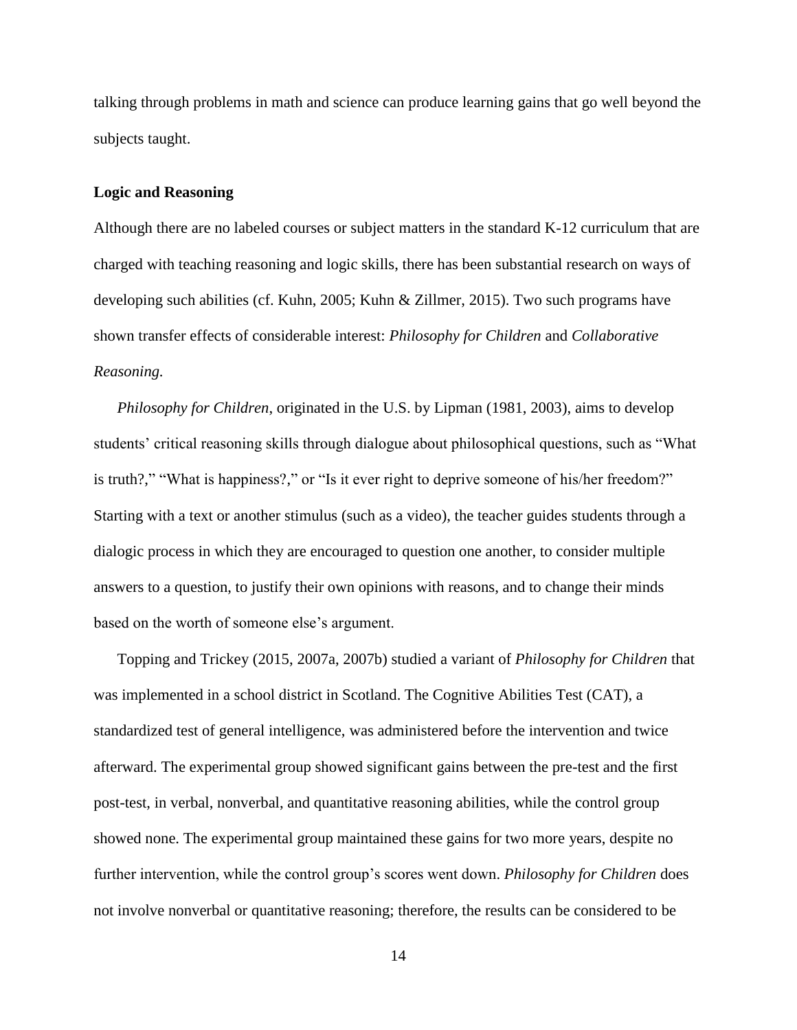talking through problems in math and science can produce learning gains that go well beyond the subjects taught.

### Logic and Reasoning

Although there are no labeled courses or subject matters in the standard K-12 curriculum that are charged with teaching reasoning and logic skills, there has been substantial research on ways of developing such abilities (cf. Kuhn, 2005; Kuhn & Zillmer, 2015). Two such programs have shown transfer effects of considerable interest: *Philosophy for Children* and *Collaborative Reasoning.*

*Philosophy for Children*, originated in the U.S. by Lipman (1981, 2003), aims to develop students' critical reasoning skills through dialogue about philosophical questions, such as "What is truth?," "What is happiness?," or "Is it ever right to deprive someone of his/her freedom?" Starting with a text or another stimulus (such as a video), the teacher guides students through a dialogic process in which they are encouraged to question one another, to consider multiple answers to a question, to justify their own opinions with reasons, and to change their minds based on the worth of someone else's argument.

Topping and Trickey (2015, 2007a, 2007b) studied a variant of *Philosophy for Children* that was implemented in a school district in Scotland. The Cognitive Abilities Test (CAT), a standardized test of general intelligence, was administered before the intervention and twice afterward. The experimental group showed significant gains between the pre-test and the first post-test, in verbal, nonverbal, and quantitative reasoning abilities, while the control group showed none. The experimental group maintained these gains for two more years, despite no further intervention, while the control group's scores went down. *Philosophy for Children* does not involve nonverbal or quantitative reasoning; therefore, the results can be considered to be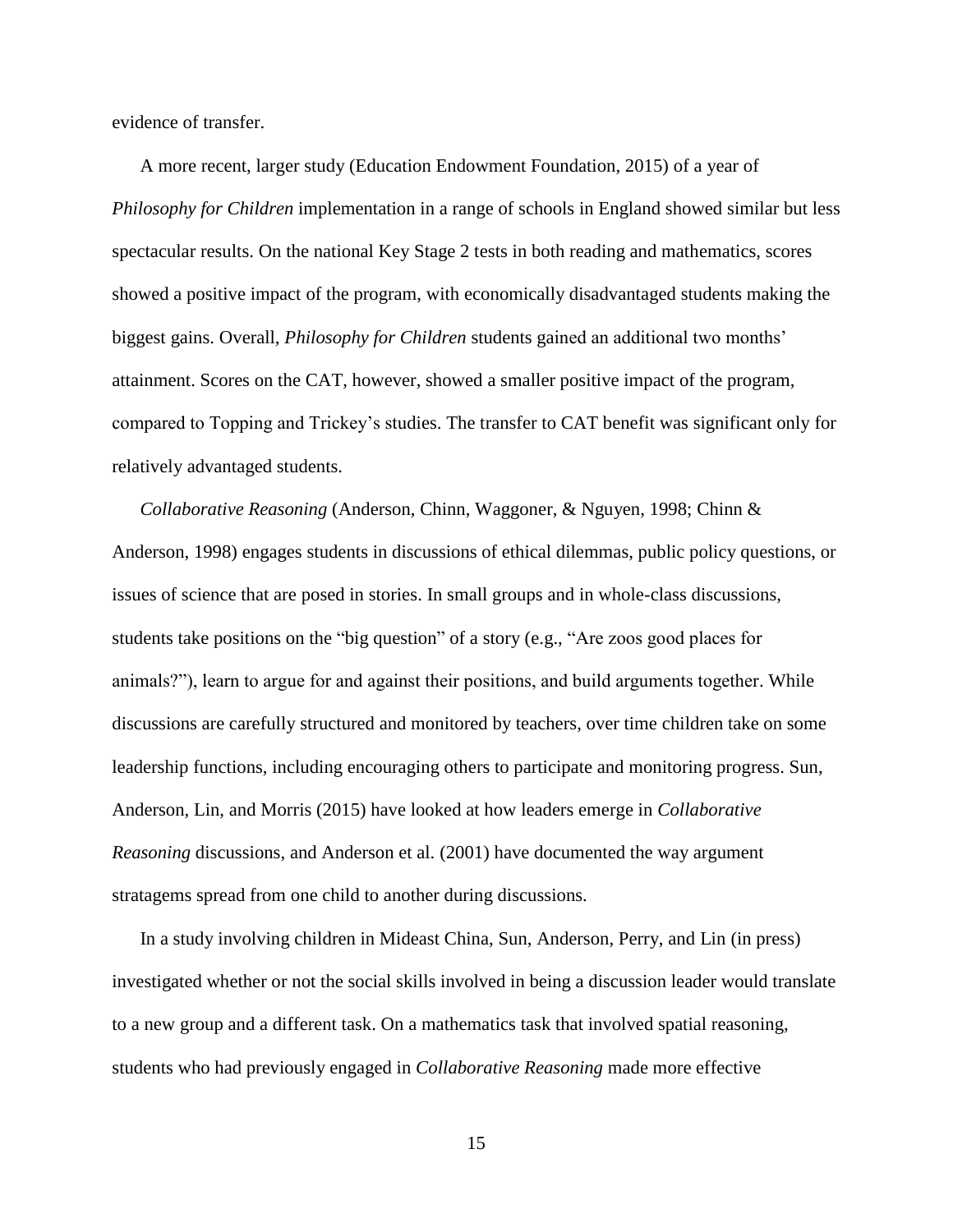evidence of transfer.

A more recent, larger study (Education Endowment Foundation, 2015) of a year of *Philosophy for Children* implementation in a range of schools in England showed similar but less spectacular results. On the national Key Stage 2 tests in both reading and mathematics, scores showed a positive impact of the program, with economically disadvantaged students making the biggest gains. Overall, *Philosophy for Children* students gained an additional two months' attainment. Scores on the CAT, however, showed a smaller positive impact of the program, compared to Topping and Trickey's studies. The transfer to CAT benefit was significant only for relatively advantaged students.

*Collaborative Reasoning* (Anderson, Chinn, Waggoner, & Nguyen, 1998; Chinn & Anderson, 1998) engages students in discussions of ethical dilemmas, public policy questions, or issues of science that are posed in stories. In small groups and in whole-class discussions, students take positions on the "big question" of a story (e.g., "Are zoos good places for animals?"), learn to argue for and against their positions, and build arguments together. While discussions are carefully structured and monitored by teachers, over time children take on some leadership functions, including encouraging others to participate and monitoring progress. Sun, Anderson, Lin, and Morris (2015) have looked at how leaders emerge in *Collaborative Reasoning* discussions, and Anderson et al. (2001) have documented the way argument stratagems spread from one child to another during discussions.

In a study involving children in Mideast China, Sun, Anderson, Perry, and Lin (in press) investigated whether or not the social skills involved in being a discussion leader would translate to a new group and a different task. On a mathematics task that involved spatial reasoning, students who had previously engaged in *Collaborative Reasoning* made more effective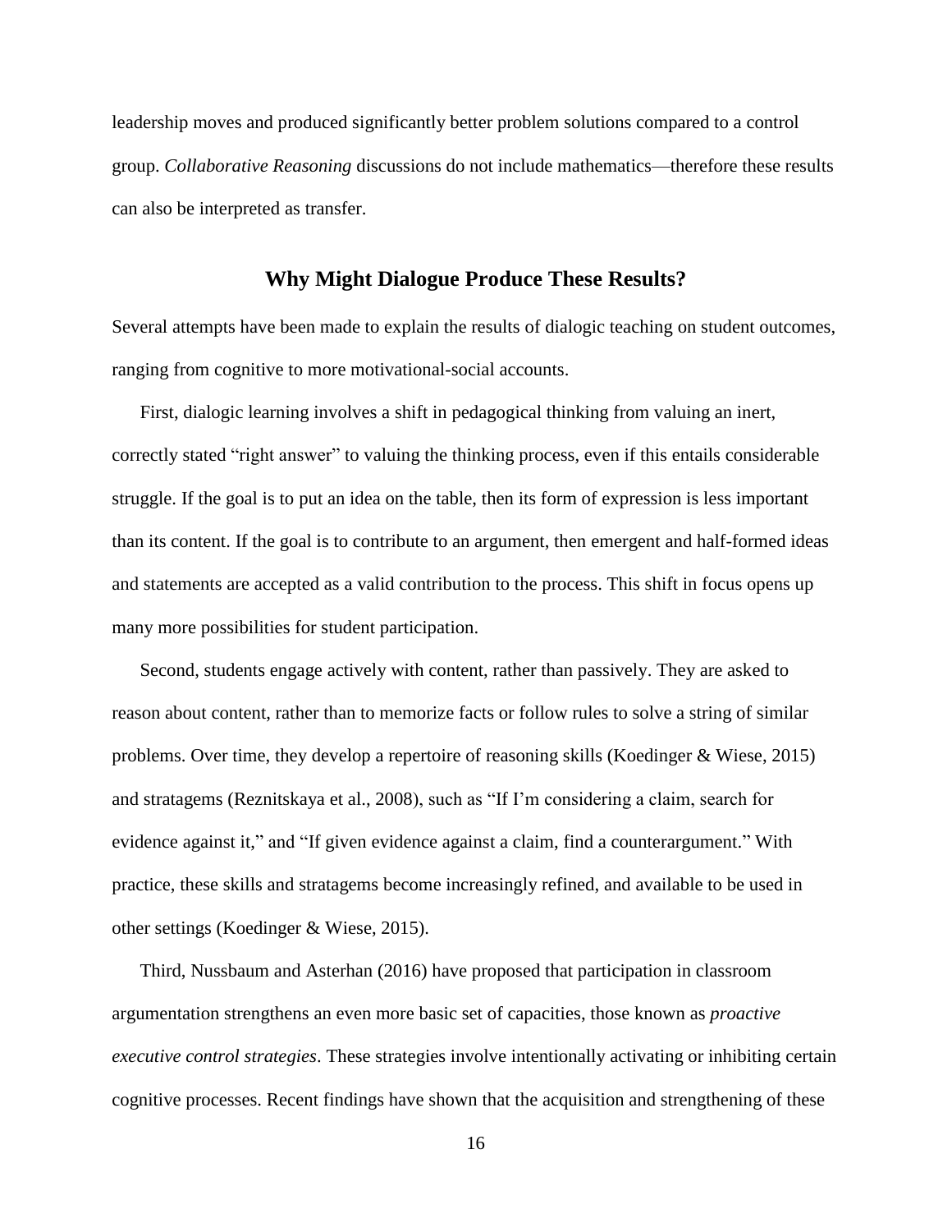leadership moves and produced significantly better problem solutions compared to a control group. *Collaborative Reasoning* discussions do not include mathematics—therefore these results can also be interpreted as transfer.

## Why Might Dialogue Produce These Results?

Several attempts have been made to explain the results of dialogic teaching on student outcomes, ranging from cognitive to more motivational-social accounts.

First, dialogic learning involves a shift in pedagogical thinking from valuing an inert, correctly stated "right answer" to valuing the thinking process, even if this entails considerable struggle. If the goal is to put an idea on the table, then its form of expression is less important than its content. If the goal is to contribute to an argument, then emergent and half-formed ideas and statements are accepted as a valid contribution to the process. This shift in focus opens up many more possibilities for student participation.

Second, students engage actively with content, rather than passively. They are asked to reason about content, rather than to memorize facts or follow rules to solve a string of similar problems. Over time, they develop a repertoire of reasoning skills (Koedinger & Wiese, 2015) and stratagems (Reznitskaya et al., 2008), such as "If I'm considering a claim, search for evidence against it," and "If given evidence against a claim, find a counterargument." With practice, these skills and stratagems become increasingly refined, and available to be used in other settings (Koedinger & Wiese, 2015).

Third, Nussbaum and Asterhan (2016) have proposed that participation in classroom argumentation strengthens an even more basic set of capacities, those known as *proactive executive control strategies*. These strategies involve intentionally activating or inhibiting certain cognitive processes. Recent findings have shown that the acquisition and strengthening of these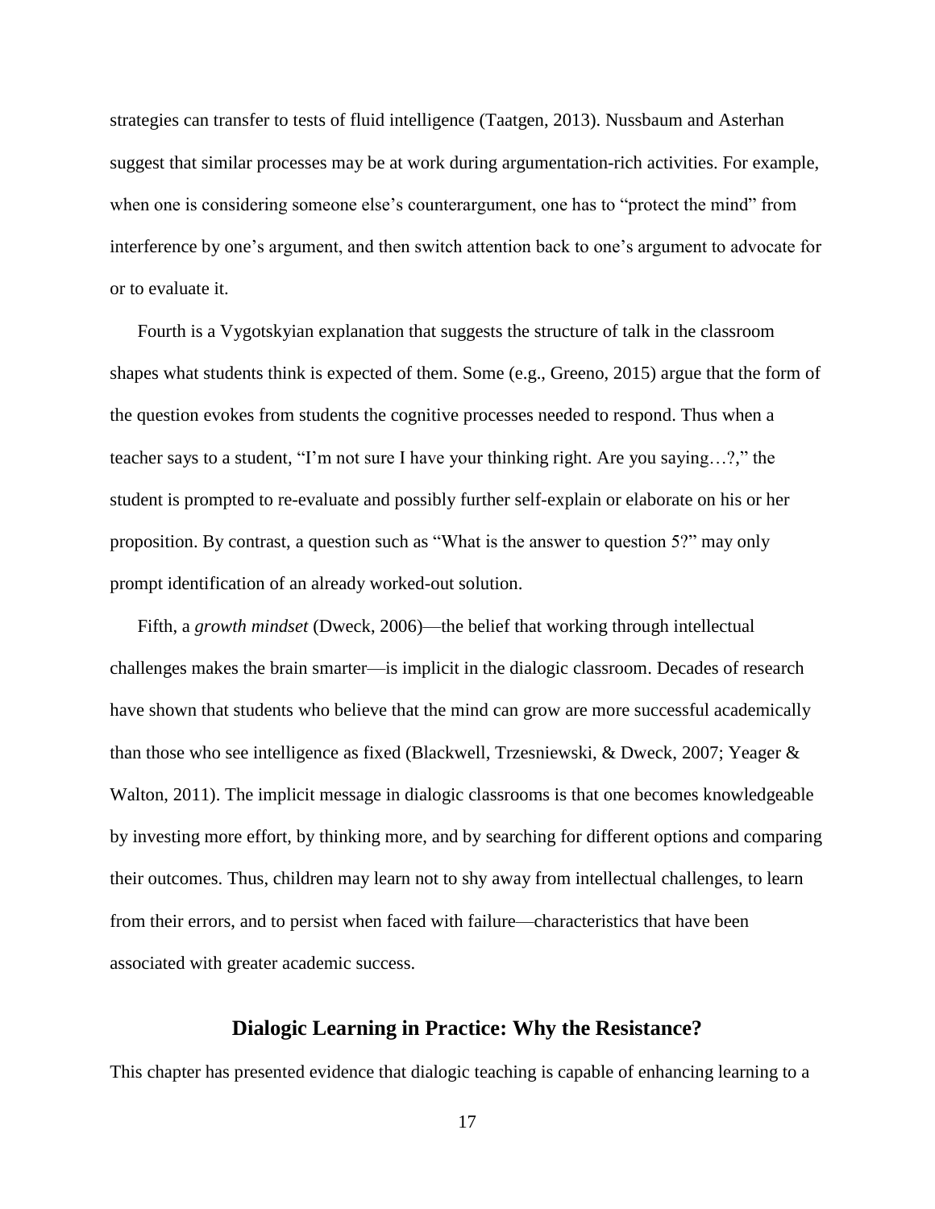strategies can transfer to tests of fluid intelligence (Taatgen, 2013). Nussbaum and Asterhan suggest that similar processes may be at work during argumentation-rich activities. For example, when one is considering someone else's counterargument, one has to "protect the mind" from interference by one's argument, and then switch attention back to one's argument to advocate for or to evaluate it.

Fourth is a Vygotskyian explanation that suggests the structure of talk in the classroom shapes what students think is expected of them. Some (e.g., Greeno, 2015) argue that the form of the question evokes from students the cognitive processes needed to respond. Thus when a teacher says to a student, "I'm not sure I have your thinking right. Are you saying…?," the student is prompted to re-evaluate and possibly further self-explain or elaborate on his or her proposition. By contrast, a question such as "What is the answer to question 5?" may only prompt identification of an already worked-out solution.

Fifth, a *growth mindset* (Dweck, 2006)—the belief that working through intellectual challenges makes the brain smarter—is implicit in the dialogic classroom. Decades of research have shown that students who believe that the mind can grow are more successful academically than those who see intelligence as fixed (Blackwell, Trzesniewski, & Dweck, 2007; Yeager & Walton, 2011). The implicit message in dialogic classrooms is that one becomes knowledgeable by investing more effort, by thinking more, and by searching for different options and comparing their outcomes. Thus, children may learn not to shy away from intellectual challenges, to learn from their errors, and to persist when faced with failure—characteristics that have been associated with greater academic success.

## Dialogic Learning in Practice: Why the Resistance?

This chapter has presented evidence that dialogic teaching is capable of enhancing learning to a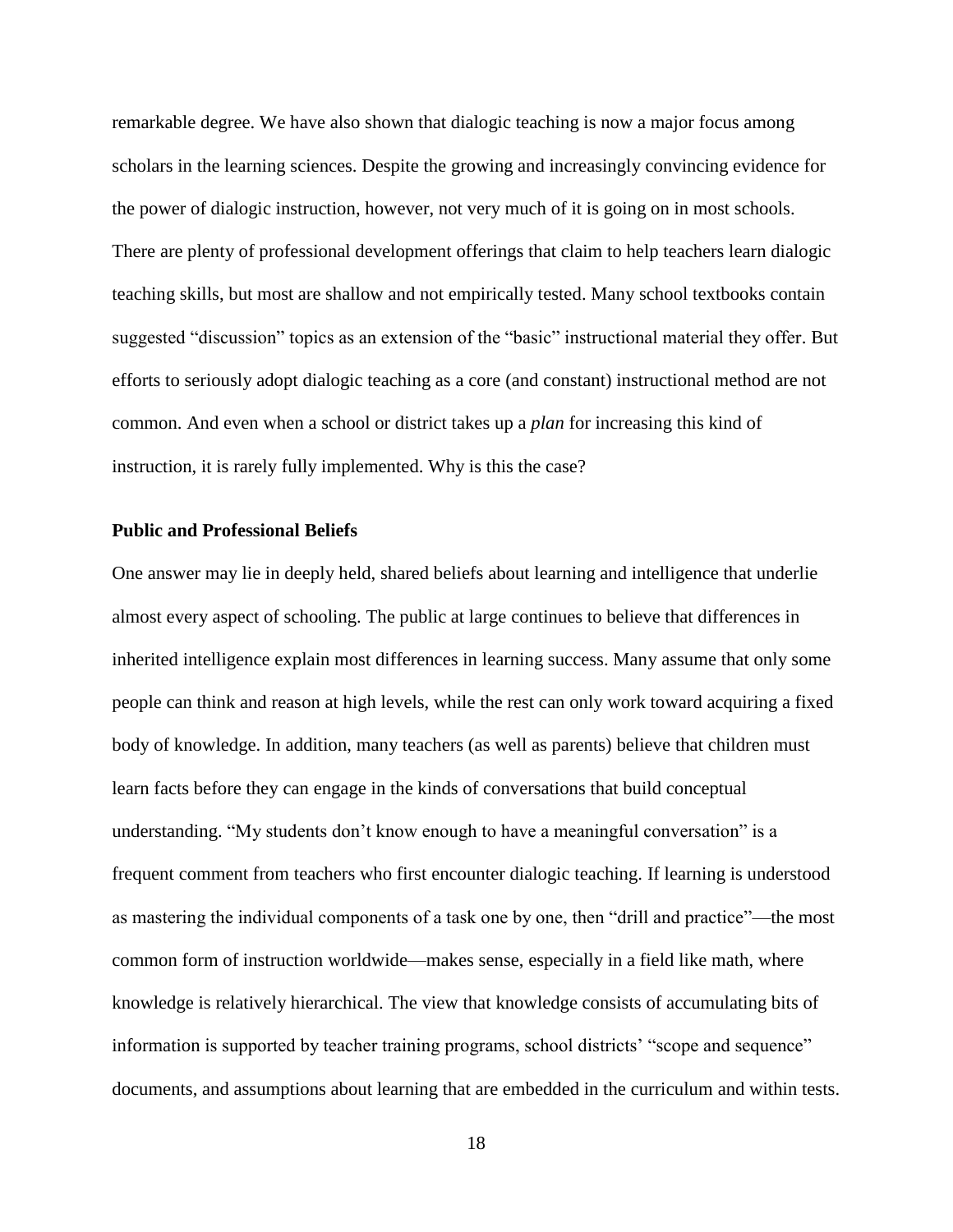remarkable degree. We have also shown that dialogic teaching is now a major focus among scholars in the learning sciences. Despite the growing and increasingly convincing evidence for the power of dialogic instruction, however, not very much of it is going on in most schools. There are plenty of professional development offerings that claim to help teachers learn dialogic teaching skills, but most are shallow and not empirically tested. Many school textbooks contain suggested "discussion" topics as an extension of the "basic" instructional material they offer. But efforts to seriously adopt dialogic teaching as a core (and constant) instructional method are not common. And even when a school or district takes up a *plan* for increasing this kind of instruction, it is rarely fully implemented. Why is this the case?

**Public and Professional Beliefs**

One answer may lie in deeply held, shared beliefs about learning and intelligence that underlie almost every aspect of schooling. The public at large continues to believe that differences in inherited intelligence explain most differences in learning success. Many assume that only some people can think and reason at high levels, while the rest can only work toward acquiring a fixed body of knowledge. In addition, many teachers (as well as parents) believe that children must learn facts before they can engage in the kinds of conversations that build conceptual understanding. "My students don't know enough to have a meaningful conversation" is a frequent comment from teachers who first encounter dialogic teaching. If learning is understood as mastering the individual components of a task one by one, then "drill and practice"—the most common form of instruction worldwide—makes sense, especially in a field like math, where knowledge is relatively hierarchical. The view that knowledge consists of accumulating bits of information is supported by teacher training programs, school districts' "scope and sequence" documents, and assumptions about learning that are embedded in the curriculum and within tests.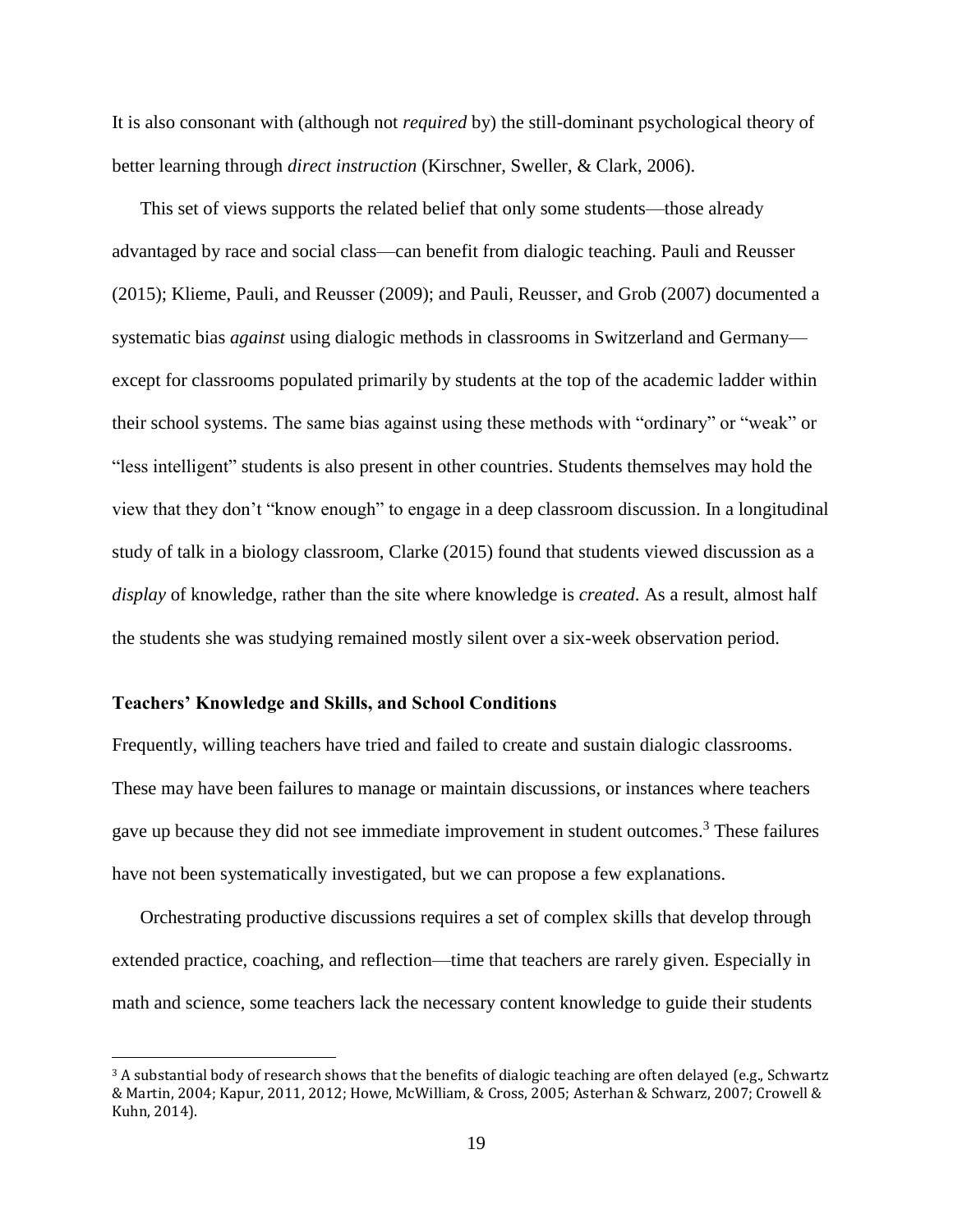It is also consonant with (although not *required* by) the still-dominant psychological theory of better learning through *direct instruction* (Kirschner, Sweller, & Clark, 2006).

This set of views supports the related belief that only some students—those already advantaged by race and social class—can benefit from dialogic teaching. Pauli and Reusser (2015); Klieme, Pauli, and Reusser (2009); and Pauli, Reusser, and Grob (2007) documented a systematic bias *against* using dialogic methods in classrooms in Switzerland and Germany—except for classrooms populated primarily by students at the top of the academic ladder within their school systems. The same bias against using these methods with "ordinary" or "weak" or "less intelligent" students is also present in other countries. Students themselves may hold the view that they don't "know enough" to engage in a deep classroom discussion. In a longitudinal study of talk in a biology classroom, Clarke (2015) found that students viewed discussion as a *display* of knowledge, rather than the site where knowledge is *created*. As a result, almost half the students she was studying remained mostly silent over a six-week observation period.

### Teachers' Knowledge and Skills, and School Conditions

Frequently, willing teachers have tried and failed to create and sustain dialogic classrooms. These may have been failures to manage or maintain discussions, or instances where teachers gave up because they did not see immediate improvement in student outcomes.[3] These failures have not been systematically investigated, but we can propose a few explanations.

Orchestrating productive discussions requires a set of complex skills that develop through extended practice, coaching, and reflection—time that teachers are rarely given. Especially in math and science, some teachers lack the necessary content knowledge to guide their students

[3] A substantial body of research shows that the benefits of dialogic teaching are often delayed (e.g., Schwartz & Martin, 2004; Kapur, 2011, 2012; Howe, McWilliam, & Cross, 2005; Asterhan & Schwarz, 2007; Crowell & Kuhn, 2014).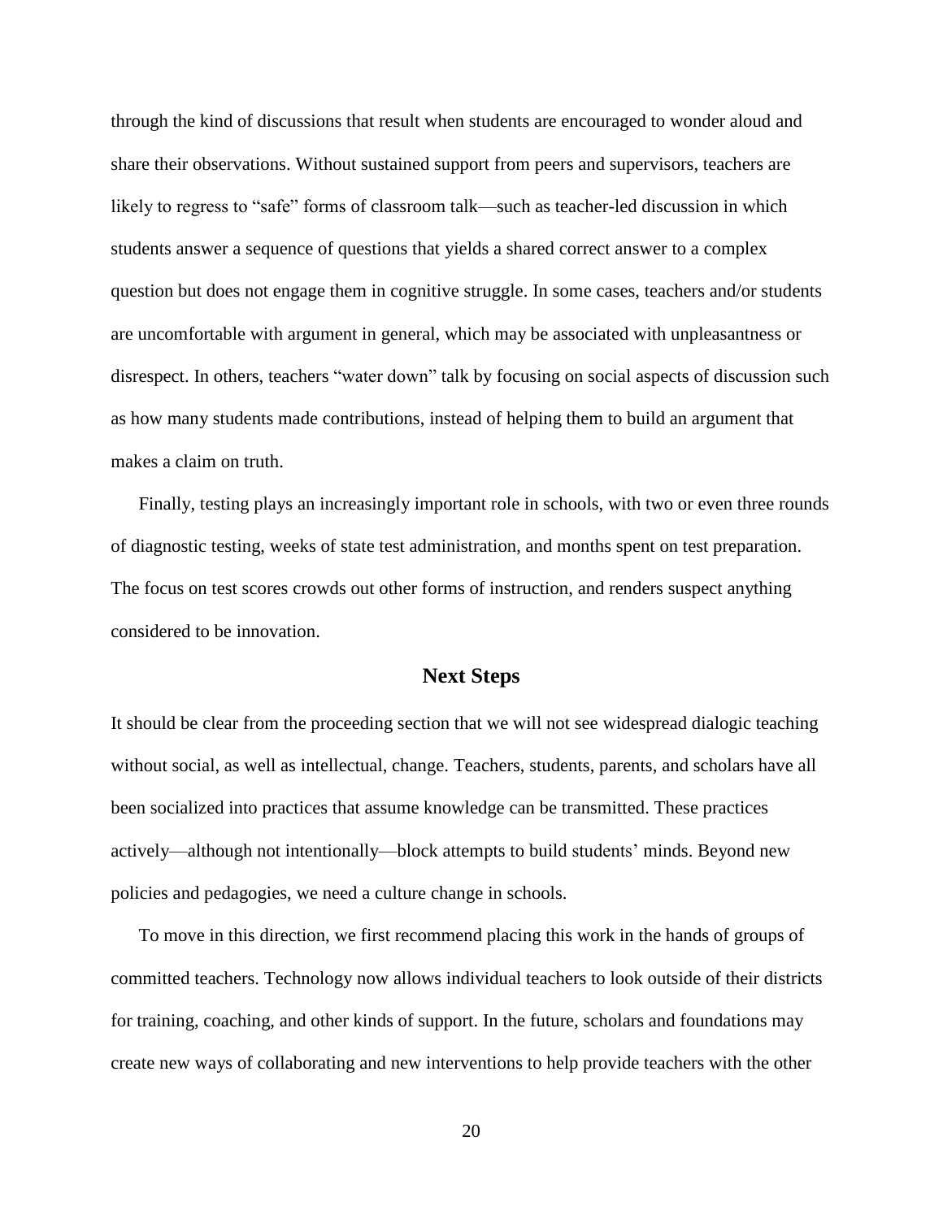through the kind of discussions that result when students are encouraged to wonder aloud and share their observations. Without sustained support from peers and supervisors, teachers are likely to regress to "safe" forms of classroom talk—such as teacher-led discussion in which students answer a sequence of questions that yields a shared correct answer to a complex question but does not engage them in cognitive struggle. In some cases, teachers and/or students are uncomfortable with argument in general, which may be associated with unpleasantness or disrespect. In others, teachers "water down" talk by focusing on social aspects of discussion such as how many students made contributions, instead of helping them to build an argument that makes a claim on truth.

Finally, testing plays an increasingly important role in schools, with two or even three rounds of diagnostic testing, weeks of state test administration, and months spent on test preparation. The focus on test scores crowds out other forms of instruction, and renders suspect anything considered to be innovation.

## Next Steps

It should be clear from the proceeding section that we will not see widespread dialogic teaching without social, as well as intellectual, change. Teachers, students, parents, and scholars have all been socialized into practices that assume knowledge can be transmitted. These practices actively—although not intentionally—block attempts to build students' minds. Beyond new policies and pedagogies, we need a culture change in schools.

To move in this direction, we first recommend placing this work in the hands of groups of committed teachers. Technology now allows individual teachers to look outside of their districts for training, coaching, and other kinds of support. In the future, scholars and foundations may create new ways of collaborating and new interventions to help provide teachers with the other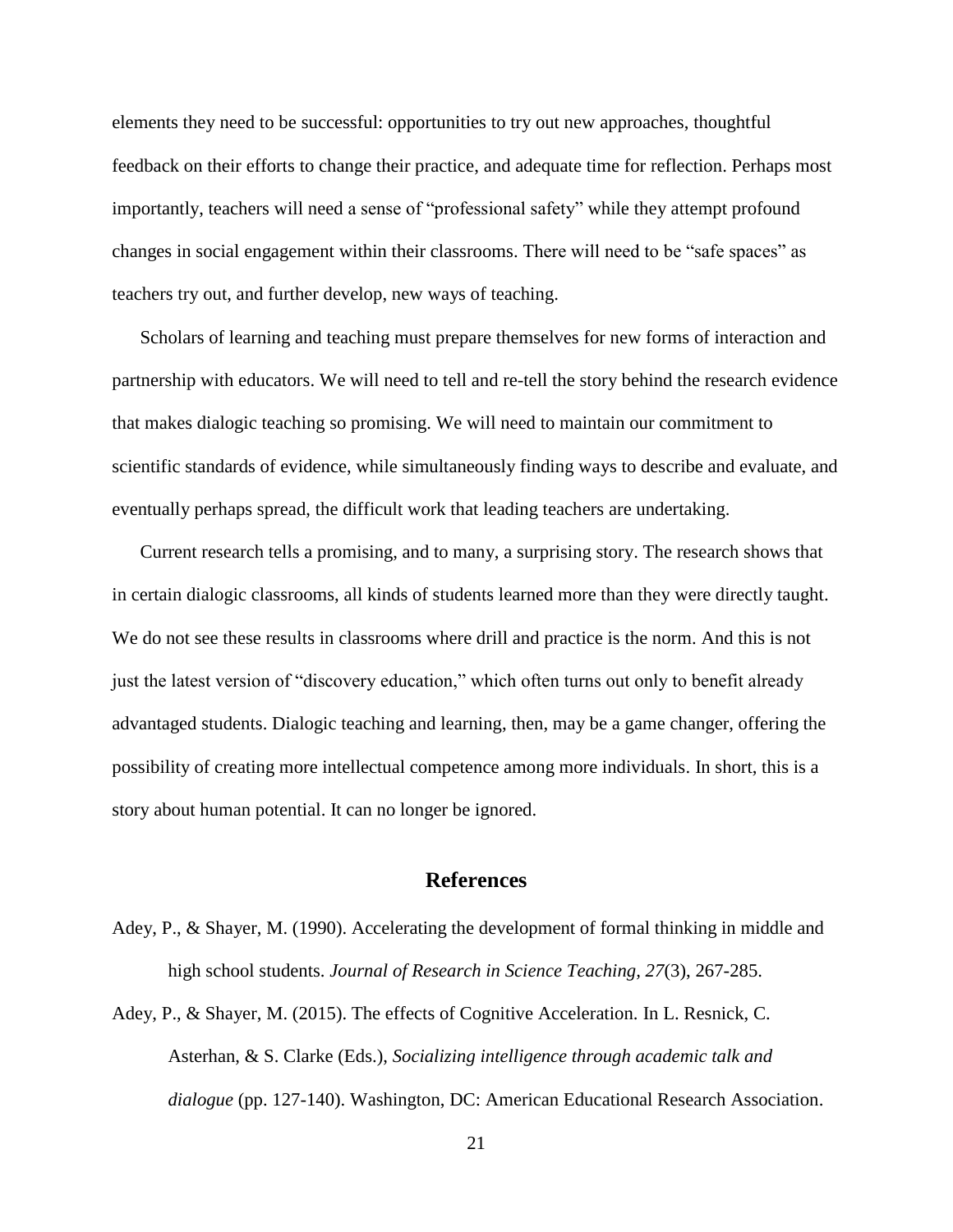elements they need to be successful: opportunities to try out new approaches, thoughtful feedback on their efforts to change their practice, and adequate time for reflection. Perhaps most importantly, teachers will need a sense of "professional safety" while they attempt profound changes in social engagement within their classrooms. There will need to be "safe spaces" as teachers try out, and further develop, new ways of teaching.

Scholars of learning and teaching must prepare themselves for new forms of interaction and partnership with educators. We will need to tell and re-tell the story behind the research evidence that makes dialogic teaching so promising. We will need to maintain our commitment to scientific standards of evidence, while simultaneously finding ways to describe and evaluate, and eventually perhaps spread, the difficult work that leading teachers are undertaking.

Current research tells a promising, and to many, a surprising story. The research shows that in certain dialogic classrooms, all kinds of students learned more than they were directly taught. We do not see these results in classrooms where drill and practice is the norm. And this is not just the latest version of "discovery education," which often turns out only to benefit already advantaged students. Dialogic teaching and learning, then, may be a game changer, offering the possibility of creating more intellectual competence among more individuals. In short, this is a story about human potential. It can no longer be ignored.

## References

Adey, P., & Shayer, M. (1990). Accelerating the development of formal thinking in middle and high school students. *Journal of Research in Science Teaching, 27*(3), 267-285.

Adey, P., & Shayer, M. (2015). The effects of Cognitive Acceleration. In L. Resnick, C. Asterhan, & S. Clarke (Eds.), *Socializing intelligence through academic talk and dialogue* (pp. 127-140). Washington, DC: American Educational Research Association.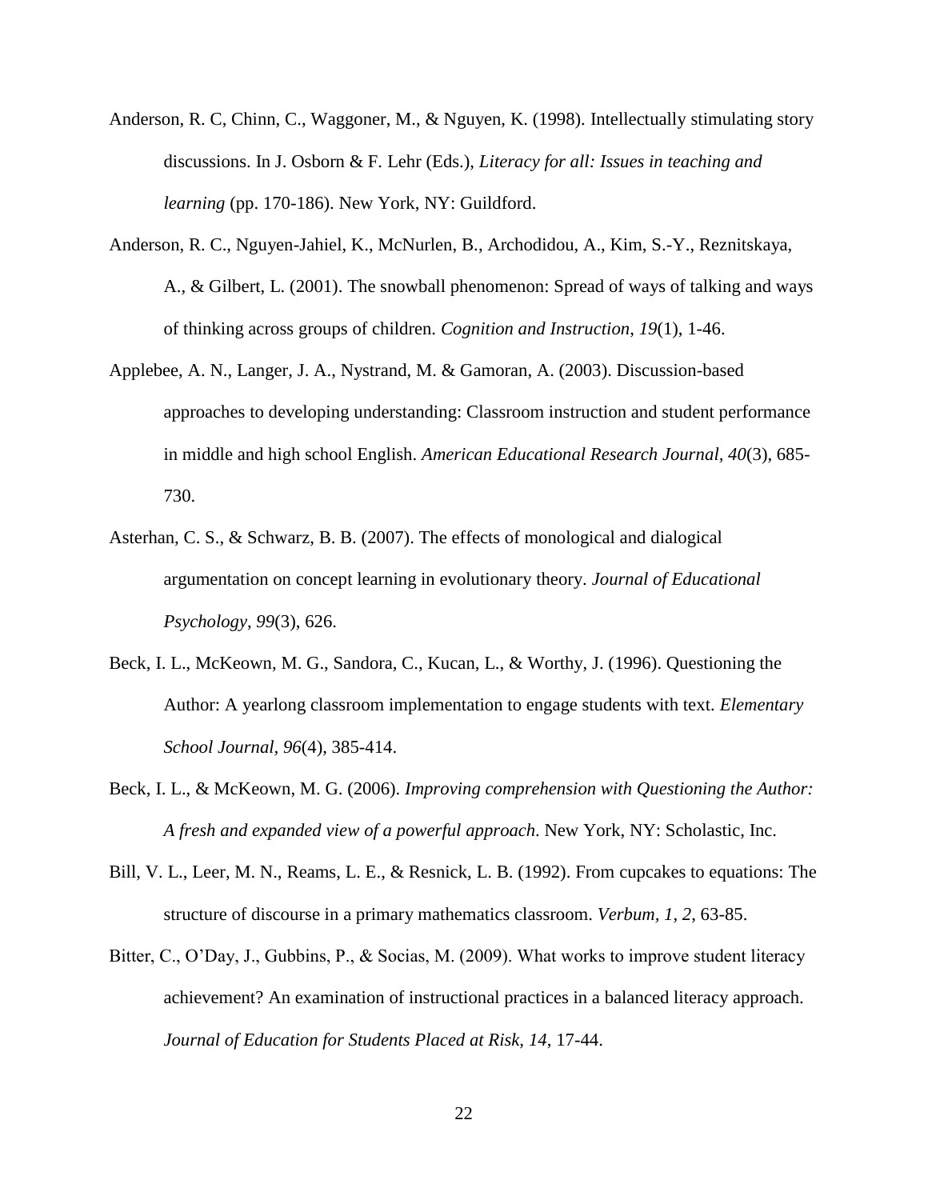Anderson, R. C, Chinn, C., Waggoner, M., & Nguyen, K. (1998). Intellectually stimulating story discussions. In J. Osborn & F. Lehr (Eds.), *Literacy for all: Issues in teaching and learning* (pp. 170-186). New York, NY: Guildford.

Anderson, R. C., Nguyen-Jahiel, K., McNurlen, B., Archodidou, A., Kim, S.-Y., Reznitskaya, A., & Gilbert, L. (2001). The snowball phenomenon: Spread of ways of talking and ways of thinking across groups of children. *Cognition and Instruction*, *19*(1), 1-46.

Applebee, A. N., Langer, J. A., Nystrand, M. & Gamoran, A. (2003). Discussion-based approaches to developing understanding: Classroom instruction and student performance in middle and high school English. *American Educational Research Journal*, *40*(3), 685-730.

Asterhan, C. S., & Schwarz, B. B. (2007). The effects of monological and dialogical argumentation on concept learning in evolutionary theory. *Journal of Educational Psychology*, *99*(3), 626.

Beck, I. L., McKeown, M. G., Sandora, C., Kucan, L., & Worthy, J. (1996). Questioning the Author: A yearlong classroom implementation to engage students with text. *Elementary School Journal*, *96*(4), 385-414.

Beck, I. L., & McKeown, M. G. (2006). *Improving comprehension with Questioning the Author: A fresh and expanded view of a powerful approach*. New York, NY: Scholastic, Inc.

Bill, V. L., Leer, M. N., Reams, L. E., & Resnick, L. B. (1992). From cupcakes to equations: The structure of discourse in a primary mathematics classroom. *Verbum, 1, 2,* 63-85.

Bitter, C., O'Day, J., Gubbins, P., & Socias, M. (2009). What works to improve student literacy achievement? An examination of instructional practices in a balanced literacy approach. *Journal of Education for Students Placed at Risk, 14,* 17-44.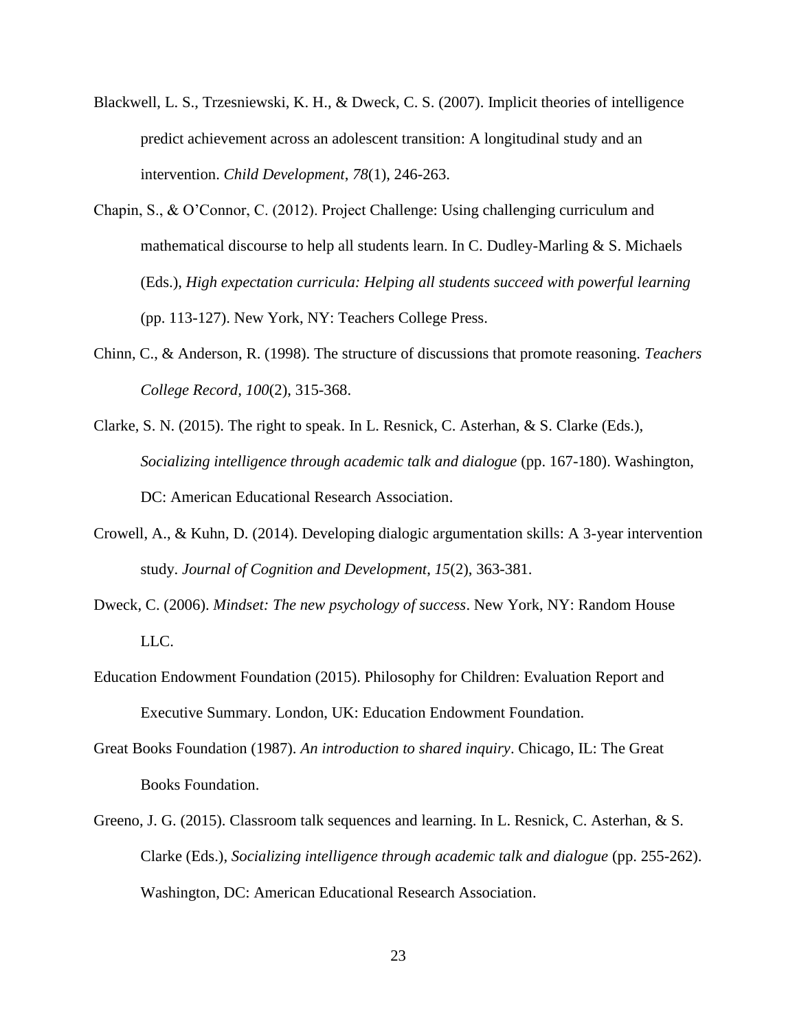Blackwell, L. S., Trzesniewski, K. H., & Dweck, C. S. (2007). Implicit theories of intelligence predict achievement across an adolescent transition: A longitudinal study and an intervention. *Child Development*, *78*(1), 246-263.

Chapin, S., & O'Connor, C. (2012). Project Challenge: Using challenging curriculum and mathematical discourse to help all students learn. In C. Dudley-Marling & S. Michaels (Eds.), *High expectation curricula: Helping all students succeed with powerful learning* (pp. 113-127). New York, NY: Teachers College Press.

Chinn, C., & Anderson, R. (1998). The structure of discussions that promote reasoning. *Teachers College Record, 100*(2), 315-368.

Clarke, S. N. (2015). The right to speak. In L. Resnick, C. Asterhan, & S. Clarke (Eds.), *Socializing intelligence through academic talk and dialogue* (pp. 167-180). Washington, DC: American Educational Research Association.

Crowell, A., & Kuhn, D. (2014). Developing dialogic argumentation skills: A 3-year intervention study. *Journal of Cognition and Development*, *15*(2), 363-381.

Dweck, C. (2006). *Mindset: The new psychology of success*. New York, NY: Random House LLC.

Education Endowment Foundation (2015). Philosophy for Children: Evaluation Report and Executive Summary. London, UK: Education Endowment Foundation.

Great Books Foundation (1987). *An introduction to shared inquiry*. Chicago, IL: The Great Books Foundation.

Greeno, J. G. (2015). Classroom talk sequences and learning. In L. Resnick, C. Asterhan, & S. Clarke (Eds.), *Socializing intelligence through academic talk and dialogue* (pp. 255-262). Washington, DC: American Educational Research Association.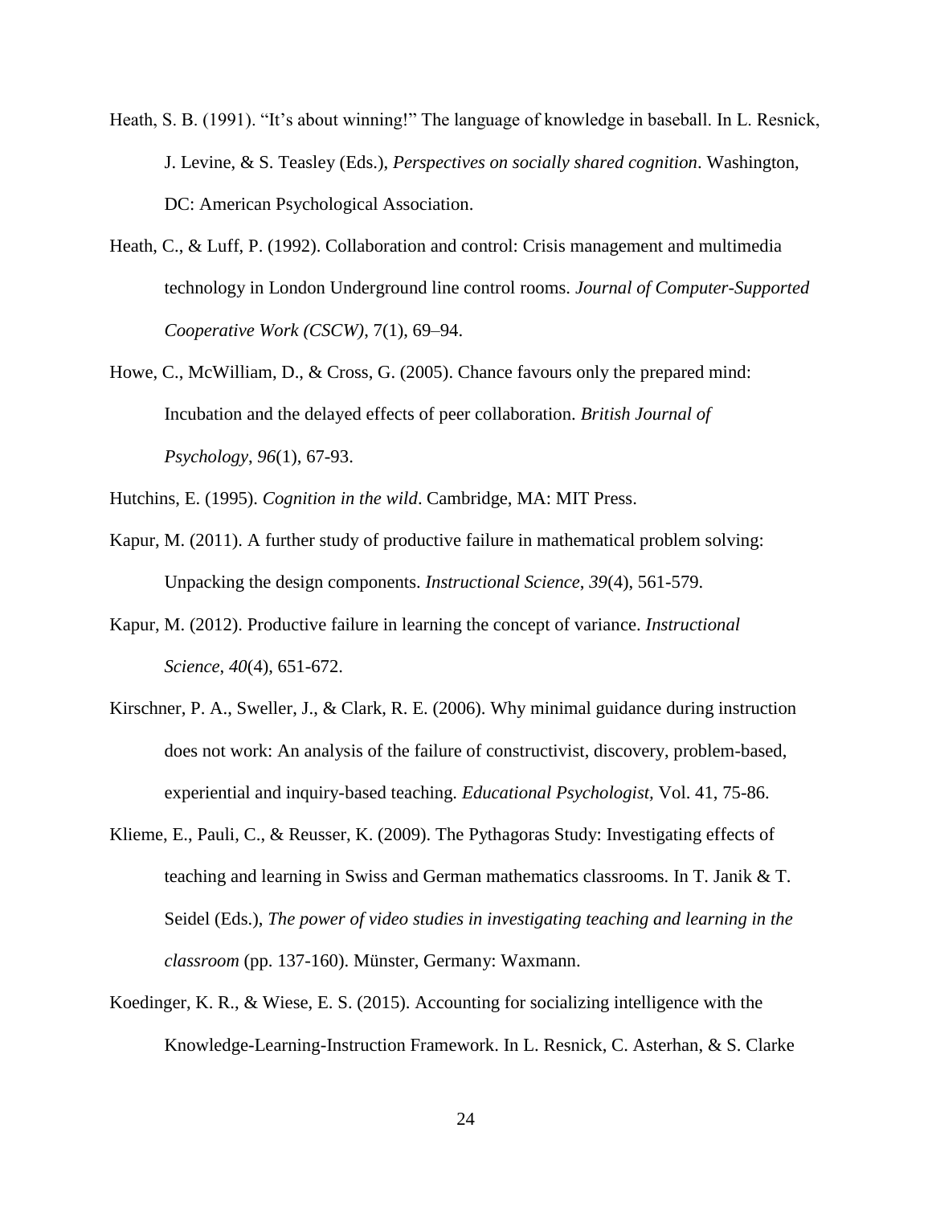Heath, S. B. (1991). “It’s about winning!” The language of knowledge in baseball. In L. Resnick, J. Levine, & S. Teasley (Eds.), *Perspectives on socially shared cognition*. Washington, DC: American Psychological Association.

Heath, C., & Luff, P. (1992). Collaboration and control: Crisis management and multimedia technology in London Underground line control rooms. *Journal of Computer-Supported Cooperative Work (CSCW)*, 7(1), 69–94.

Howe, C., McWilliam, D., & Cross, G. (2005). Chance favours only the prepared mind: Incubation and the delayed effects of peer collaboration. *British Journal of Psychology*, *96*(1), 67-93.

Hutchins, E. (1995). *Cognition in the wild*. Cambridge, MA: MIT Press.

Kapur, M. (2011). A further study of productive failure in mathematical problem solving: Unpacking the design components. *Instructional Science*, *39*(4), 561-579.

Kapur, M. (2012). Productive failure in learning the concept of variance. *Instructional Science*, *40*(4), 651-672.

Kirschner, P. A., Sweller, J., & Clark, R. E. (2006). Why minimal guidance during instruction does not work: An analysis of the failure of constructivist, discovery, problem-based, experiential and inquiry-based teaching. *Educational Psychologist*, Vol. 41, 75-86.

Klieme, E., Pauli, C., & Reusser, K. (2009). The Pythagoras Study: Investigating effects of teaching and learning in Swiss and German mathematics classrooms. In T. Janik & T. Seidel (Eds.), *The power of video studies in investigating teaching and learning in the classroom* (pp. 137-160). Münster, Germany: Waxmann.

Koedinger, K. R., & Wiese, E. S. (2015). Accounting for socializing intelligence with the Knowledge-Learning-Instruction Framework. In L. Resnick, C. Asterhan, & S. Clarke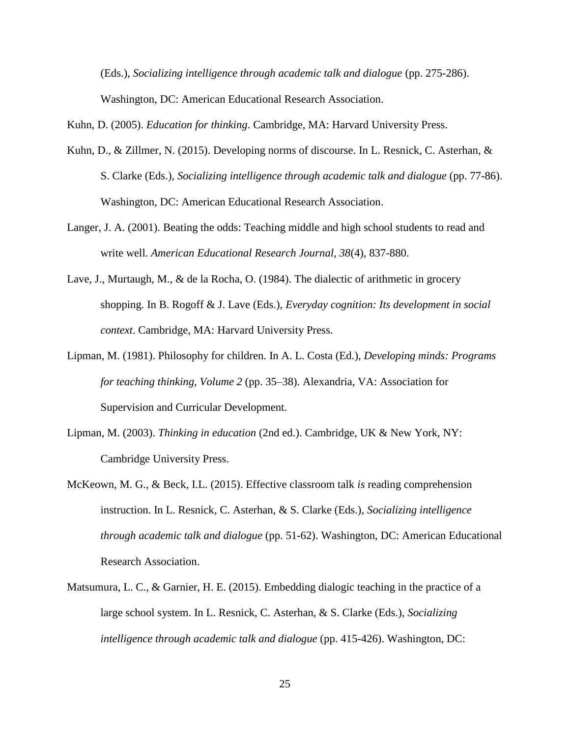(Eds.), *Socializing intelligence through academic talk and dialogue* (pp. 275-286). Washington, DC: American Educational Research Association.

Kuhn, D. (2005). *Education for thinking*. Cambridge, MA: Harvard University Press.

Kuhn, D., & Zillmer, N. (2015). Developing norms of discourse. In L. Resnick, C. Asterhan, & S. Clarke (Eds.), *Socializing intelligence through academic talk and dialogue* (pp. 77-86). Washington, DC: American Educational Research Association.

Langer, J. A. (2001). Beating the odds: Teaching middle and high school students to read and write well. *American Educational Research Journal, 38*(4), 837-880.

Lave, J., Murtaugh, M., & de la Rocha, O. (1984). The dialectic of arithmetic in grocery shopping. In B. Rogoff & J. Lave (Eds.), *Everyday cognition: Its development in social context*. Cambridge, MA: Harvard University Press.

Lipman, M. (1981). Philosophy for children. In A. L. Costa (Ed.), *Developing minds: Programs for teaching thinking, Volume 2* (pp. 35–38). Alexandria, VA: Association for Supervision and Curricular Development.

Lipman, M. (2003). *Thinking in education* (2nd ed.). Cambridge, UK & New York, NY: Cambridge University Press.

McKeown, M. G., & Beck, I.L. (2015). Effective classroom talk *is* reading comprehension instruction. In L. Resnick, C. Asterhan, & S. Clarke (Eds.), *Socializing intelligence through academic talk and dialogue* (pp. 51-62). Washington, DC: American Educational Research Association.

Matsumura, L. C., & Garnier, H. E. (2015). Embedding dialogic teaching in the practice of a large school system. In L. Resnick, C. Asterhan, & S. Clarke (Eds.), *Socializing intelligence through academic talk and dialogue* (pp. 415-426). Washington, DC: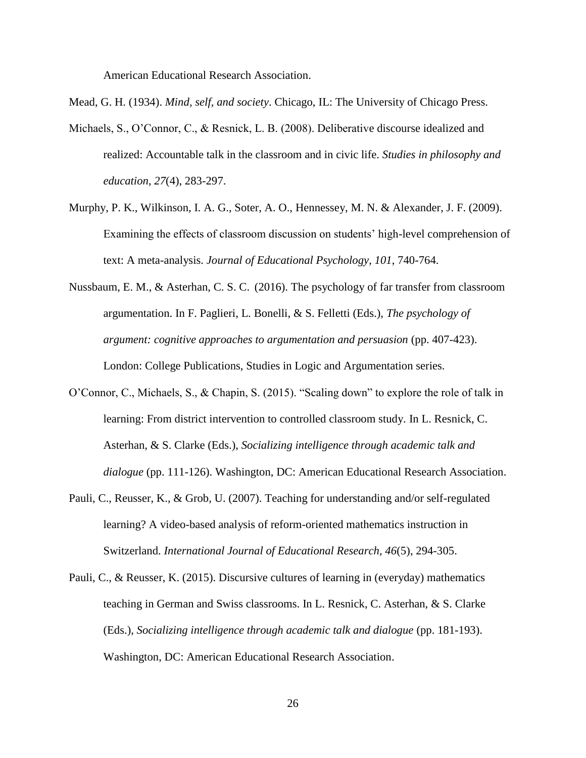American Educational Research Association.

Mead, G. H. (1934). *Mind, self, and society*. Chicago, IL: The University of Chicago Press.

Michaels, S., O'Connor, C., & Resnick, L. B. (2008). Deliberative discourse idealized and realized: Accountable talk in the classroom and in civic life. *Studies in philosophy and education, 27*(4), 283-297.

Murphy, P. K., Wilkinson, I. A. G., Soter, A. O., Hennessey, M. N. & Alexander, J. F. (2009). Examining the effects of classroom discussion on students' high-level comprehension of text: A meta-analysis. *Journal of Educational Psychology, 101*, 740-764.

Nussbaum, E. M., & Asterhan, C. S. C. (2016). The psychology of far transfer from classroom argumentation. In F. Paglieri, L. Bonelli, & S. Felletti (Eds.), *The psychology of argument: cognitive approaches to argumentation and persuasion* (pp. 407-423). London: College Publications, Studies in Logic and Argumentation series.

O'Connor, C., Michaels, S., & Chapin, S. (2015). "Scaling down" to explore the role of talk in learning: From district intervention to controlled classroom study. In L. Resnick, C. Asterhan, & S. Clarke (Eds.), *Socializing intelligence through academic talk and dialogue* (pp. 111-126). Washington, DC: American Educational Research Association.

Pauli, C., Reusser, K., & Grob, U. (2007). Teaching for understanding and/or self-regulated learning? A video-based analysis of reform-oriented mathematics instruction in Switzerland. *International Journal of Educational Research, 46*(5), 294-305.

Pauli, C., & Reusser, K. (2015). Discursive cultures of learning in (everyday) mathematics teaching in German and Swiss classrooms. In L. Resnick, C. Asterhan, & S. Clarke (Eds.), *Socializing intelligence through academic talk and dialogue* (pp. 181-193). Washington, DC: American Educational Research Association.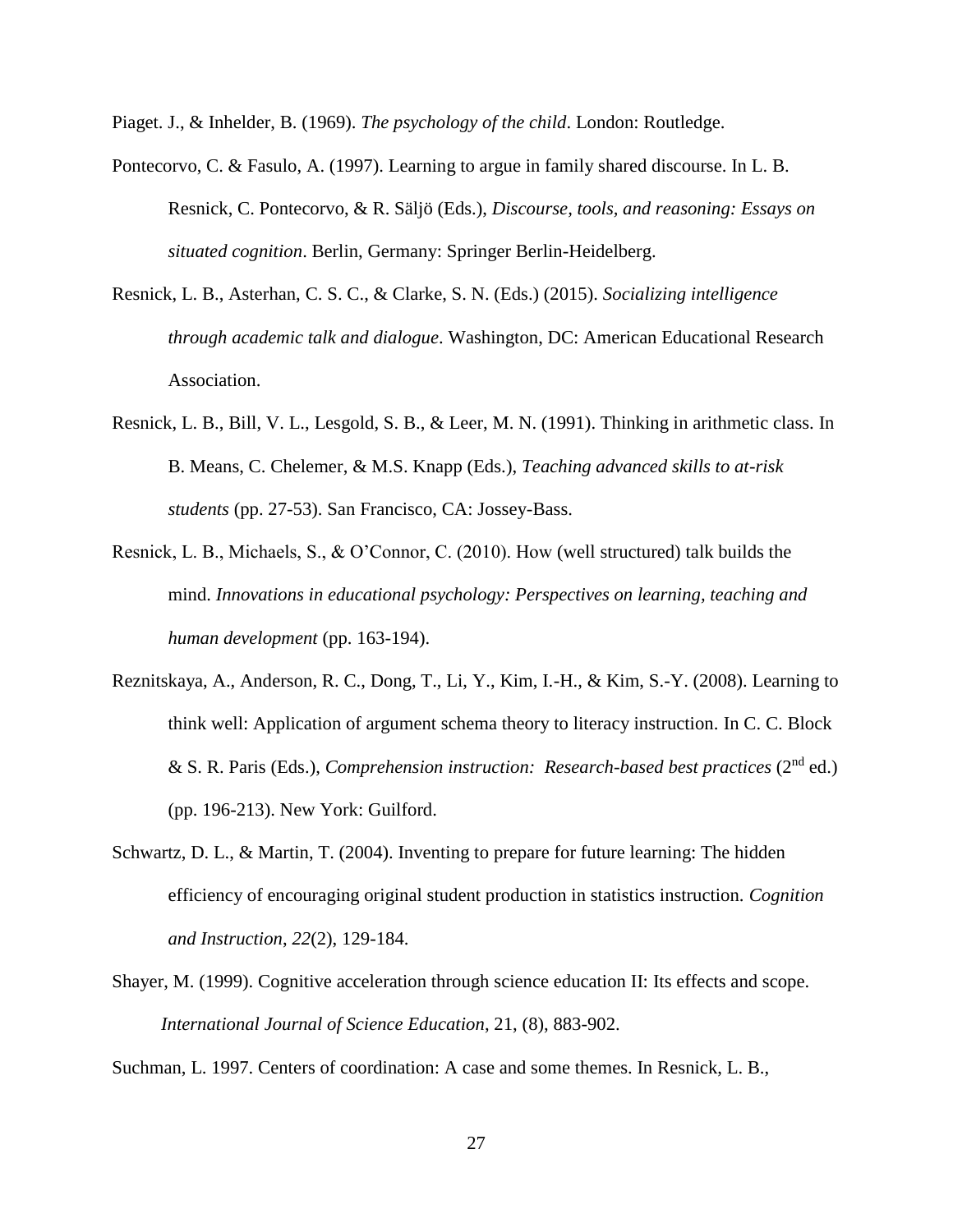Piaget. J., & Inhelder, B. (1969). *The psychology of the child*. London: Routledge.

Pontecorvo, C. & Fasulo, A. (1997). Learning to argue in family shared discourse. In L. B. Resnick, C. Pontecorvo, & R. Säljö (Eds.), *Discourse, tools, and reasoning: Essays on situated cognition*. Berlin, Germany: Springer Berlin-Heidelberg.

Resnick, L. B., Asterhan, C. S. C., & Clarke, S. N. (Eds.) (2015). *Socializing intelligence through academic talk and dialogue*. Washington, DC: American Educational Research Association.

Resnick, L. B., Bill, V. L., Lesgold, S. B., & Leer, M. N. (1991). Thinking in arithmetic class. In B. Means, C. Chelemer, & M.S. Knapp (Eds.), *Teaching advanced skills to at-risk students* (pp. 27-53). San Francisco, CA: Jossey-Bass.

Resnick, L. B., Michaels, S., & O'Connor, C. (2010). How (well structured) talk builds the mind. *Innovations in educational psychology: Perspectives on learning, teaching and human development* (pp. 163-194).

Reznitskaya, A., Anderson, R. C., Dong, T., Li, Y., Kim, I.-H., & Kim, S.-Y. (2008). Learning to think well: Application of argument schema theory to literacy instruction. In C. C. Block & S. R. Paris (Eds.), *Comprehension instruction: Research-based best practices* (2nd ed.) (pp. 196-213). New York: Guilford.

Schwartz, D. L., & Martin, T. (2004). Inventing to prepare for future learning: The hidden efficiency of encouraging original student production in statistics instruction. *Cognition and Instruction*, *22*(2), 129-184.

Shayer, M. (1999). Cognitive acceleration through science education II: Its effects and scope. *International Journal of Science Education*, 21, (8), 883-902.

Suchman, L. 1997. Centers of coordination: A case and some themes. In Resnick, L. B.,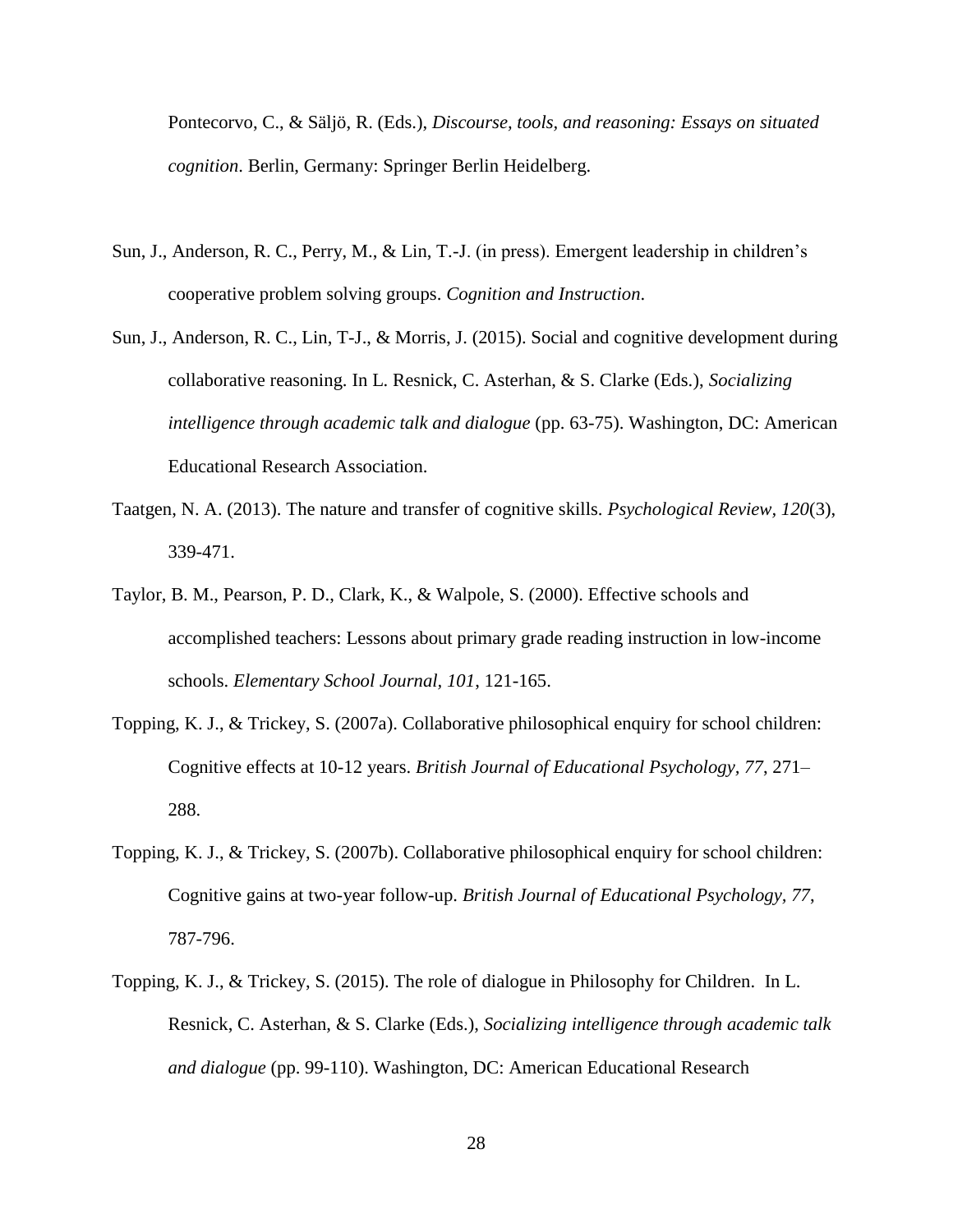Pontecorvo, C., & Säljö, R. (Eds.), *Discourse, tools, and reasoning: Essays on situated cognition*. Berlin, Germany: Springer Berlin Heidelberg.

Sun, J., Anderson, R. C., Perry, M., & Lin, T.-J. (in press). Emergent leadership in children's cooperative problem solving groups. *Cognition and Instruction*.

Sun, J., Anderson, R. C., Lin, T-J., & Morris, J. (2015). Social and cognitive development during collaborative reasoning. In L. Resnick, C. Asterhan, & S. Clarke (Eds.), *Socializing intelligence through academic talk and dialogue* (pp. 63-75). Washington, DC: American Educational Research Association.

Taatgen, N. A. (2013). The nature and transfer of cognitive skills. *Psychological Review*, *120*(3), 339-471.

Taylor, B. M., Pearson, P. D., Clark, K., & Walpole, S. (2000). Effective schools and accomplished teachers: Lessons about primary grade reading instruction in low-income schools. *Elementary School Journal, 101*, 121-165.

Topping, K. J., & Trickey, S. (2007a). Collaborative philosophical enquiry for school children: Cognitive effects at 10-12 years. *British Journal of Educational Psychology*, *77*, 271–288.

Topping, K. J., & Trickey, S. (2007b). Collaborative philosophical enquiry for school children: Cognitive gains at two-year follow-up. *British Journal of Educational Psychology*, *77*, 787-796.

Topping, K. J., & Trickey, S. (2015). The role of dialogue in Philosophy for Children. In L. Resnick, C. Asterhan, & S. Clarke (Eds.), *Socializing intelligence through academic talk and dialogue* (pp. 99-110). Washington, DC: American Educational Research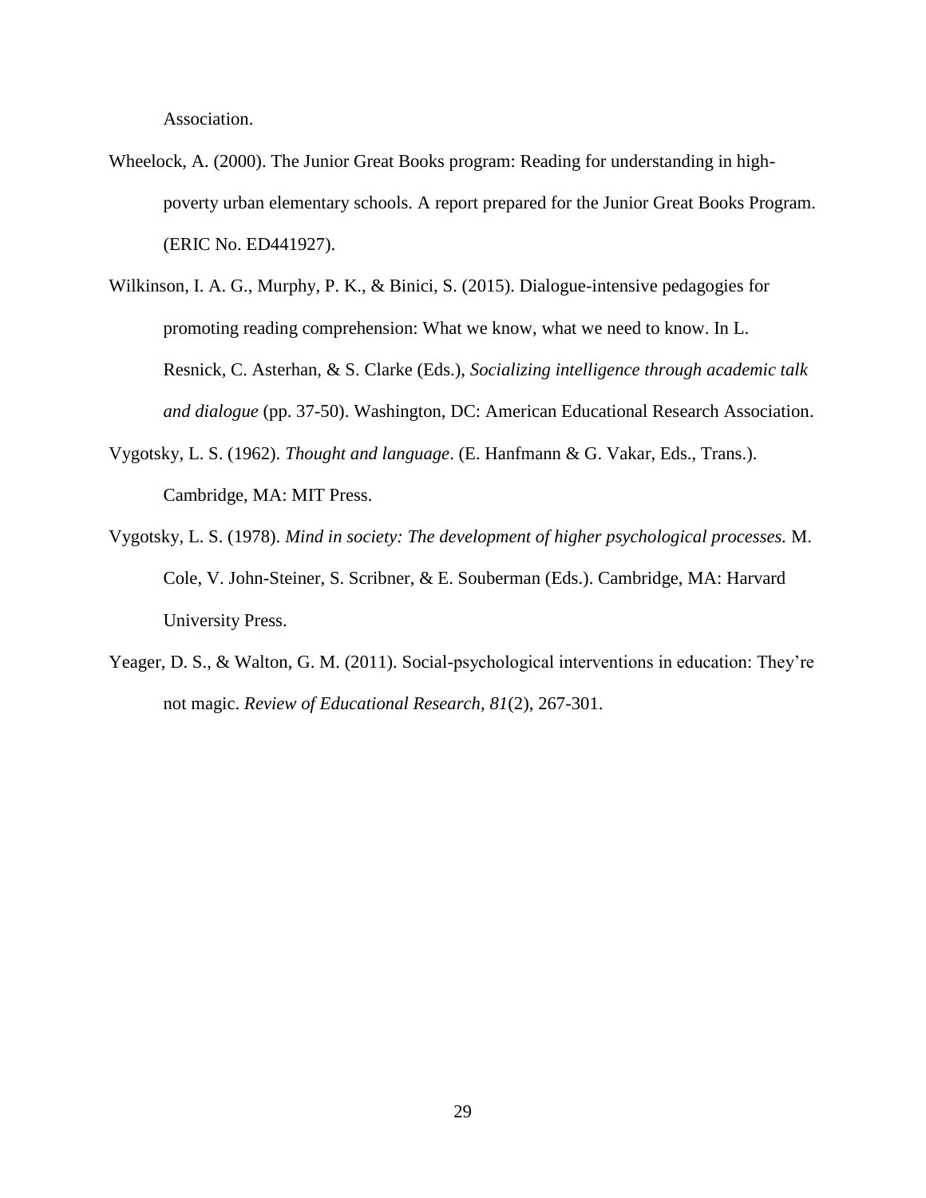Association.

Wheelock, A. (2000). The Junior Great Books program: Reading for understanding in high-poverty urban elementary schools. A report prepared for the Junior Great Books Program. (ERIC No. ED441927).

Wilkinson, I. A. G., Murphy, P. K., & Binici, S. (2015). Dialogue-intensive pedagogies for promoting reading comprehension: What we know, what we need to know. In L. Resnick, C. Asterhan, & S. Clarke (Eds.), *Socializing intelligence through academic talk and dialogue* (pp. 37-50). Washington, DC: American Educational Research Association.

Vygotsky, L. S. (1962). *Thought and language*. (E. Hanfmann & G. Vakar, Eds., Trans.). Cambridge, MA: MIT Press.

Vygotsky, L. S. (1978). *Mind in society: The development of higher psychological processes.* M. Cole, V. John-Steiner, S. Scribner, & E. Souberman (Eds.). Cambridge, MA: Harvard University Press.

Yeager, D. S., & Walton, G. M. (2011). Social-psychological interventions in education: They're not magic. *Review of Educational Research*, *81*(2), 267-301.